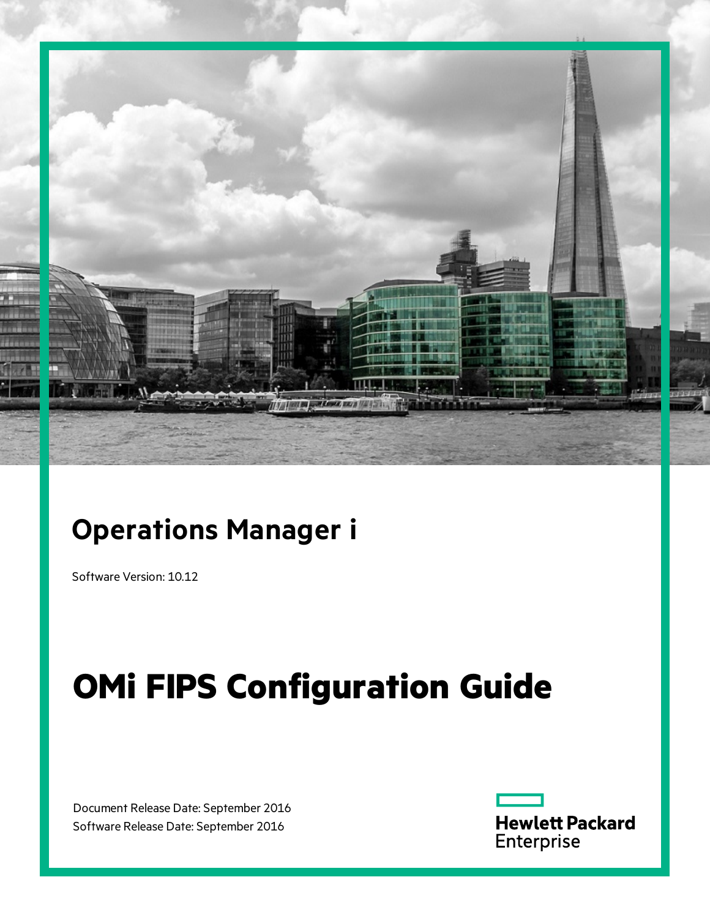# Operations Manager i

Software Version: 10.12

# OMi FIPS Configuration Guide

Document Release Date: September 2016
Software Release Date: September 2016

Hewlett Packard Enterprise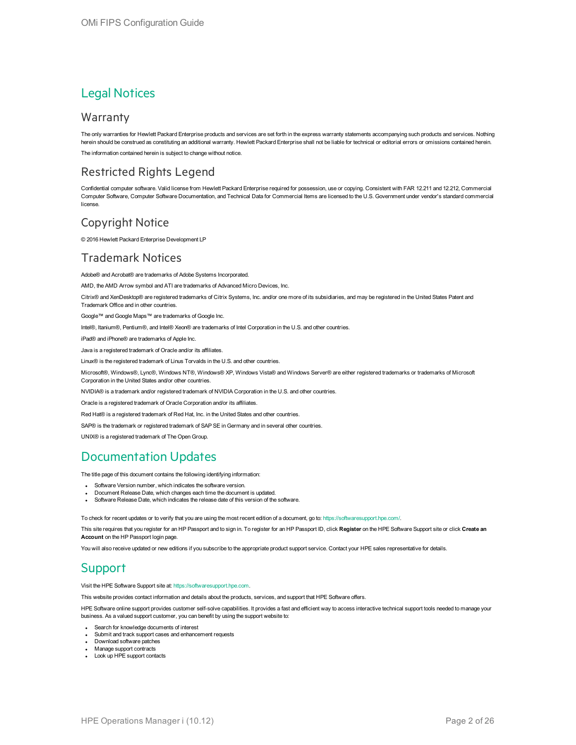# Legal Notices

## Warranty

The only warranties for Hewlett Packard Enterprise products and services are set forth in the express warranty statements accompanying such products and services. Nothing herein should be construed as constituting an additional warranty. Hewlett Packard Enterprise shall not be liable for technical or editorial errors or omissions contained herein.

The information contained herein is subject to change without notice.

## Restricted Rights Legend

Confidential computer software. Valid license from Hewlett Packard Enterprise required for possession, use or copying. Consistent with FAR 12.211 and 12.212, Commercial Computer Software, Computer Software Documentation, and Technical Data for Commercial Items are licensed to the U.S. Government under vendor's standard commercial license.

## Copyright Notice

© 2016 Hewlett Packard Enterprise Development LP

## Trademark Notices

Adobe® and Acrobat® are trademarks of Adobe Systems Incorporated.

AMD, the AMD Arrow symbol and ATI are trademarks of Advanced Micro Devices, Inc.

Citrix® and XenDesktop® are registered trademarks of Citrix Systems, Inc. and/or one more of its subsidiaries, and may be registered in the United States Patent and Trademark Office and in other countries.

Google™ and Google Maps™ are trademarks of Google Inc.

Intel®, Itanium®, Pentium®, and Intel® Xeon® are trademarks of Intel Corporation in the U.S. and other countries.

iPad® and iPhone® are trademarks of Apple Inc.

Java is a registered trademark of Oracle and/or its affiliates.

Linux® is the registered trademark of Linus Torvalds in the U.S. and other countries.

Microsoft®, Windows®, Lync®, Windows NT®, Windows® XP, Windows Vista® and Windows Server® are either registered trademarks or trademarks of Microsoft Corporation in the United States and/or other countries.

NVIDIA® is a trademark and/or registered trademark of NVIDIA Corporation in the U.S. and other countries.

Oracle is a registered trademark of Oracle Corporation and/or its affiliates.

Red Hat® is a registered trademark of Red Hat, Inc. in the United States and other countries.

SAP® is the trademark or registered trademark of SAP SE in Germany and in several other countries.

UNIX® is a registered trademark of The Open Group.

# Documentation Updates

The title page of this document contains the following identifying information:

- Software Version number, which indicates the software version.
- Document Release Date, which changes each time the document is updated.
- Software Release Date, which indicates the release date of this version of the software.

To check for recent updates or to verify that you are using the most recent edition of a document, go to: https://softwaresupport.hpe.com/.

This site requires that you register for an HP Passport and to sign in. To register for an HP Passport ID, click **Register** on the HPE Software Support site or click **Create an Account** on the HP Passport login page.

You will also receive updated or new editions if you subscribe to the appropriate product support service. Contact your HPE sales representative for details.

# Support

Visit the HPE Software Support site at: https://softwaresupport.hpe.com.

This website provides contact information and details about the products, services, and support that HPE Software offers.

HPE Software online support provides customer self-solve capabilities. It provides a fast and efficient way to access interactive technical support tools needed to manage your business. As a valued support customer, you can benefit by using the support website to:

- Search for knowledge documents of interest
- Submit and track support cases and enhancement requests
- Download software patches
- Manage support contracts
- Look up HPE support contacts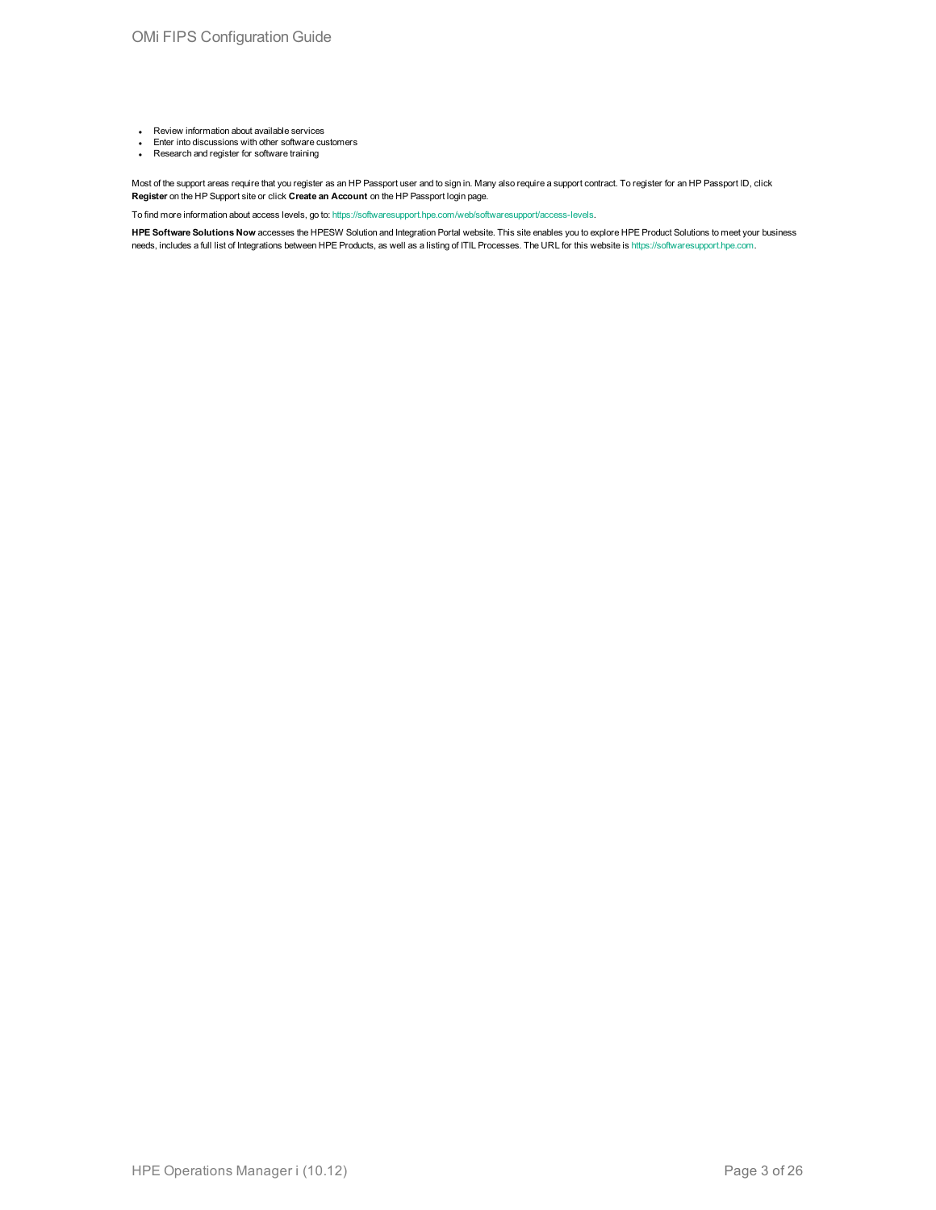- Review information about available services
- Enter into discussions with other software customers
- Research and register for software training

Most of the support areas require that you register as an HP Passport user and to sign in. Many also require a support contract. To register for an HP Passport ID, click **Register** on the HP Support site or click **Create an Account** on the HP Passport login page.

To find more information about access levels, go to: https://softwaresupport.hpe.com/web/softwaresupport/access-levels.

**HPE Software Solutions Now** accesses the HPESW Solution and Integration Portal website. This site enables you to explore HPE Product Solutions to meet your business needs, includes a full list of Integrations between HPE Products, as well as a listing of ITIL Processes. The URL for this website is https://softwaresupport.hpe.com.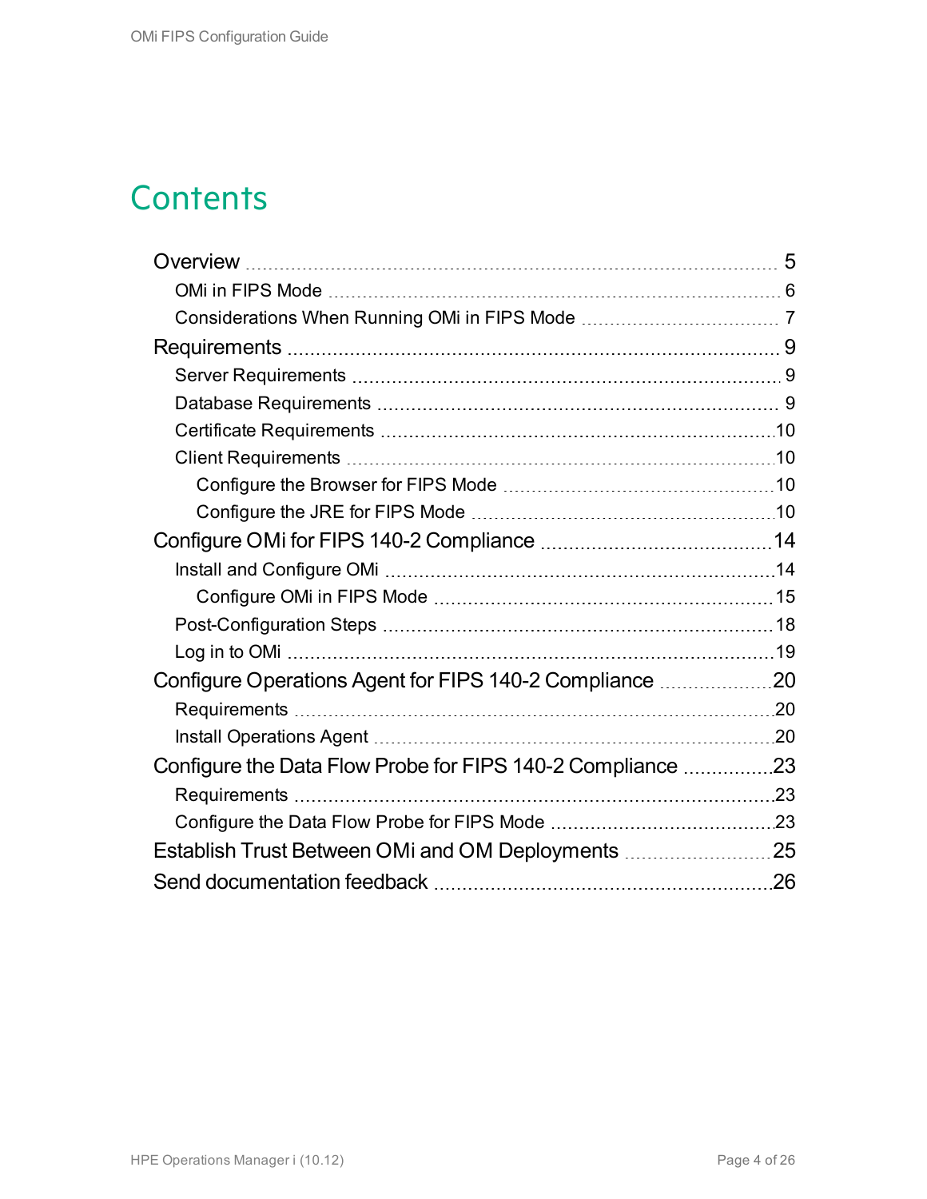# Contents

- Overview 5
  - OMi in FIPS Mode 6
  - Considerations When Running OMi in FIPS Mode 7
- Requirements 9
  - Server Requirements 9
  - Database Requirements 9
  - Certificate Requirements 10
  - Client Requirements 10
    - Configure the Browser for FIPS Mode 10
    - Configure the JRE for FIPS Mode 10
- Configure OMi for FIPS 140-2 Compliance 14
  - Install and Configure OMi 14
    - Configure OMi in FIPS Mode 15
  - Post-Configuration Steps 18
  - Log in to OMi 19
- Configure Operations Agent for FIPS 140-2 Compliance 20
  - Requirements 20
  - Install Operations Agent 20
- Configure the Data Flow Probe for FIPS 140-2 Compliance 23
  - Requirements 23
  - Configure the Data Flow Probe for FIPS Mode 23
- Establish Trust Between OMi and OM Deployments 25
- Send documentation feedback 26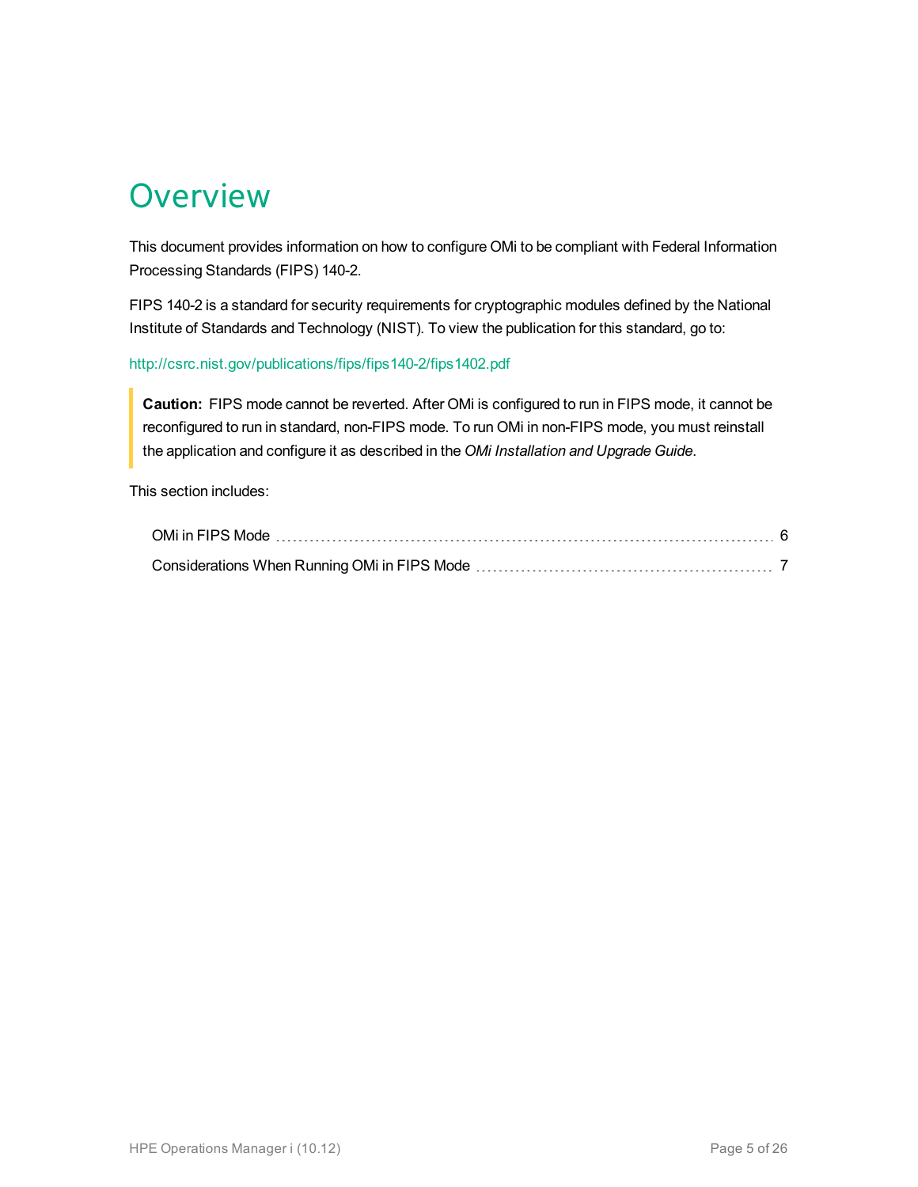# Overview

This document provides information on how to configure OMi to be compliant with Federal Information Processing Standards (FIPS) 140-2.

FIPS 140-2 is a standard for security requirements for cryptographic modules defined by the National Institute of Standards and Technology (NIST). To view the publication for this standard, go to:

http://csrc.nist.gov/publications/fips/fips140-2/fips1402.pdf

> **Caution:** FIPS mode cannot be reverted. After OMi is configured to run in FIPS mode, it cannot be reconfigured to run in standard, non-FIPS mode. To run OMi in non-FIPS mode, you must reinstall the application and configure it as described in the *OMi Installation and Upgrade Guide*.

This section includes:

- OMi in FIPS Mode ........ 6
- Considerations When Running OMi in FIPS Mode ........ 7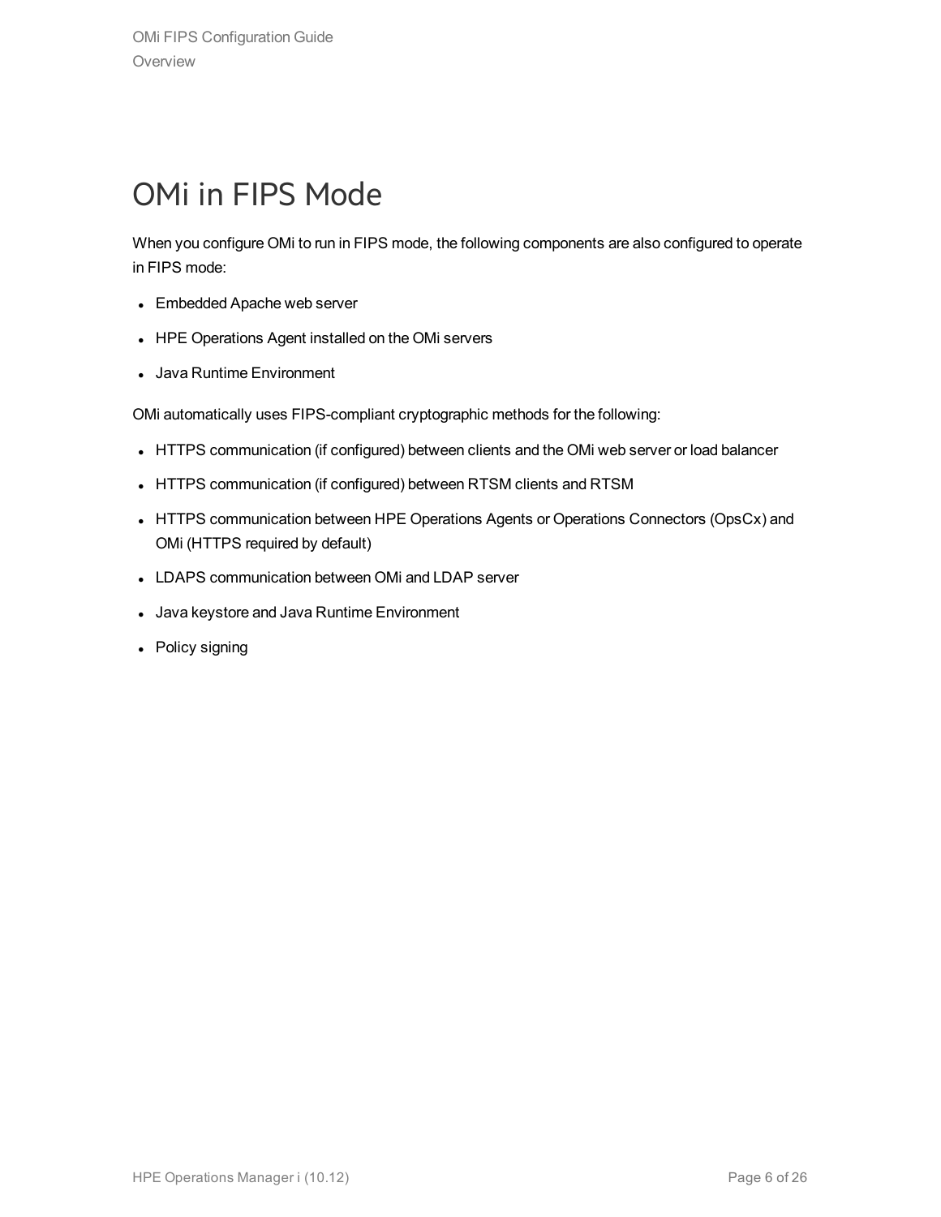# OMi in FIPS Mode

When you configure OMi to run in FIPS mode, the following components are also configured to operate in FIPS mode:

- Embedded Apache web server
- HPE Operations Agent installed on the OMi servers
- Java Runtime Environment

OMi automatically uses FIPS-compliant cryptographic methods for the following:

- HTTPS communication (if configured) between clients and the OMi web server or load balancer
- HTTPS communication (if configured) between RTSM clients and RTSM
- HTTPS communication between HPE Operations Agents or Operations Connectors (OpsCx) and OMi (HTTPS required by default)
- LDAPS communication between OMi and LDAP server
- Java keystore and Java Runtime Environment
- Policy signing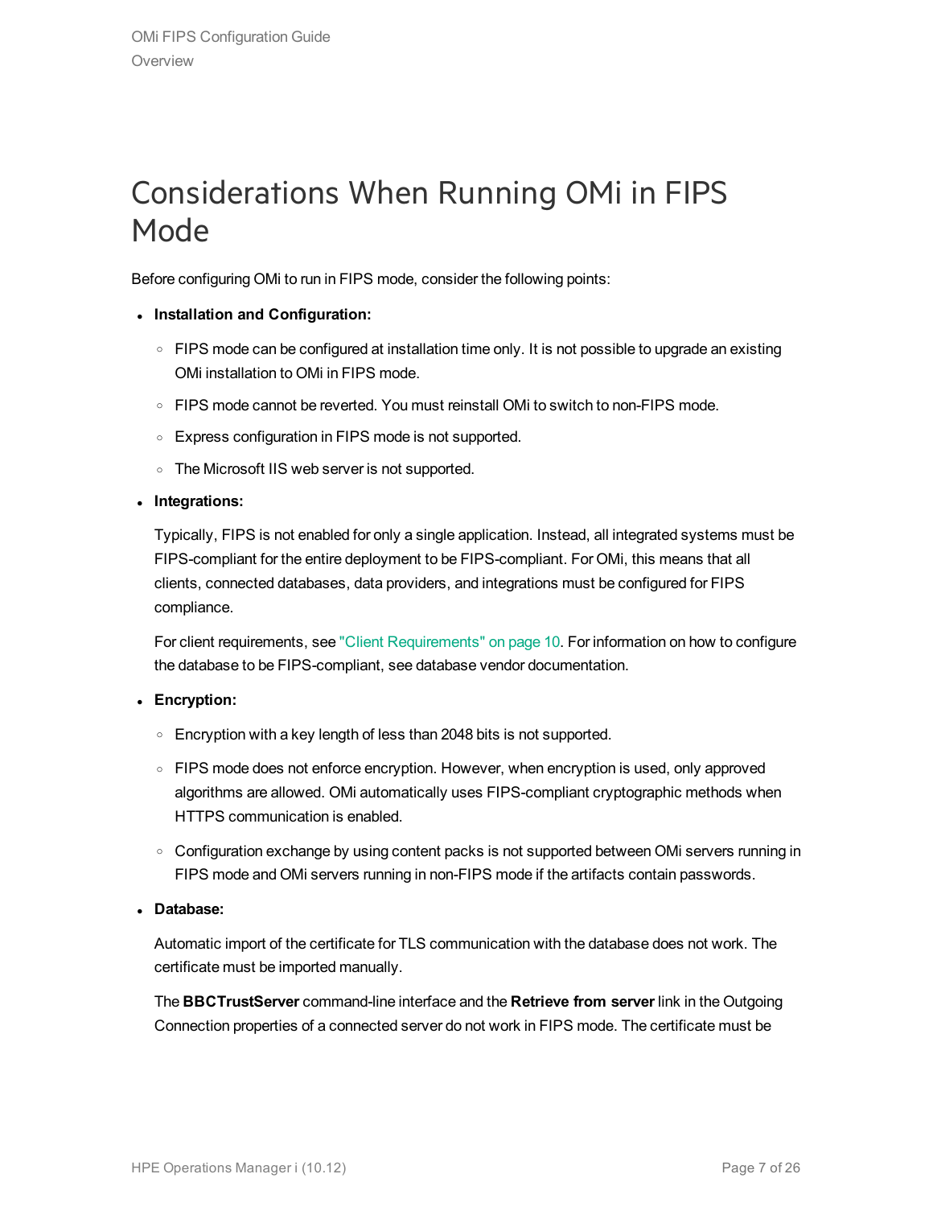# Considerations When Running OMi in FIPS Mode

Before configuring OMi to run in FIPS mode, consider the following points:

- **Installation and Configuration:**
  - FIPS mode can be configured at installation time only. It is not possible to upgrade an existing OMi installation to OMi in FIPS mode.
  - FIPS mode cannot be reverted. You must reinstall OMi to switch to non-FIPS mode.
  - Express configuration in FIPS mode is not supported.
  - The Microsoft IIS web server is not supported.
- **Integrations:**

  Typically, FIPS is not enabled for only a single application. Instead, all integrated systems must be FIPS-compliant for the entire deployment to be FIPS-compliant. For OMi, this means that all clients, connected databases, data providers, and integrations must be configured for FIPS compliance.

  For client requirements, see "Client Requirements" on page 10. For information on how to configure the database to be FIPS-compliant, see database vendor documentation.
- **Encryption:**
  - Encryption with a key length of less than 2048 bits is not supported.
  - FIPS mode does not enforce encryption. However, when encryption is used, only approved algorithms are allowed. OMi automatically uses FIPS-compliant cryptographic methods when HTTPS communication is enabled.
  - Configuration exchange by using content packs is not supported between OMi servers running in FIPS mode and OMi servers running in non-FIPS mode if the artifacts contain passwords.
- **Database:**

  Automatic import of the certificate for TLS communication with the database does not work. The certificate must be imported manually.

  The **BBCTrustServer** command-line interface and the **Retrieve from server** link in the Outgoing Connection properties of a connected server do not work in FIPS mode. The certificate must be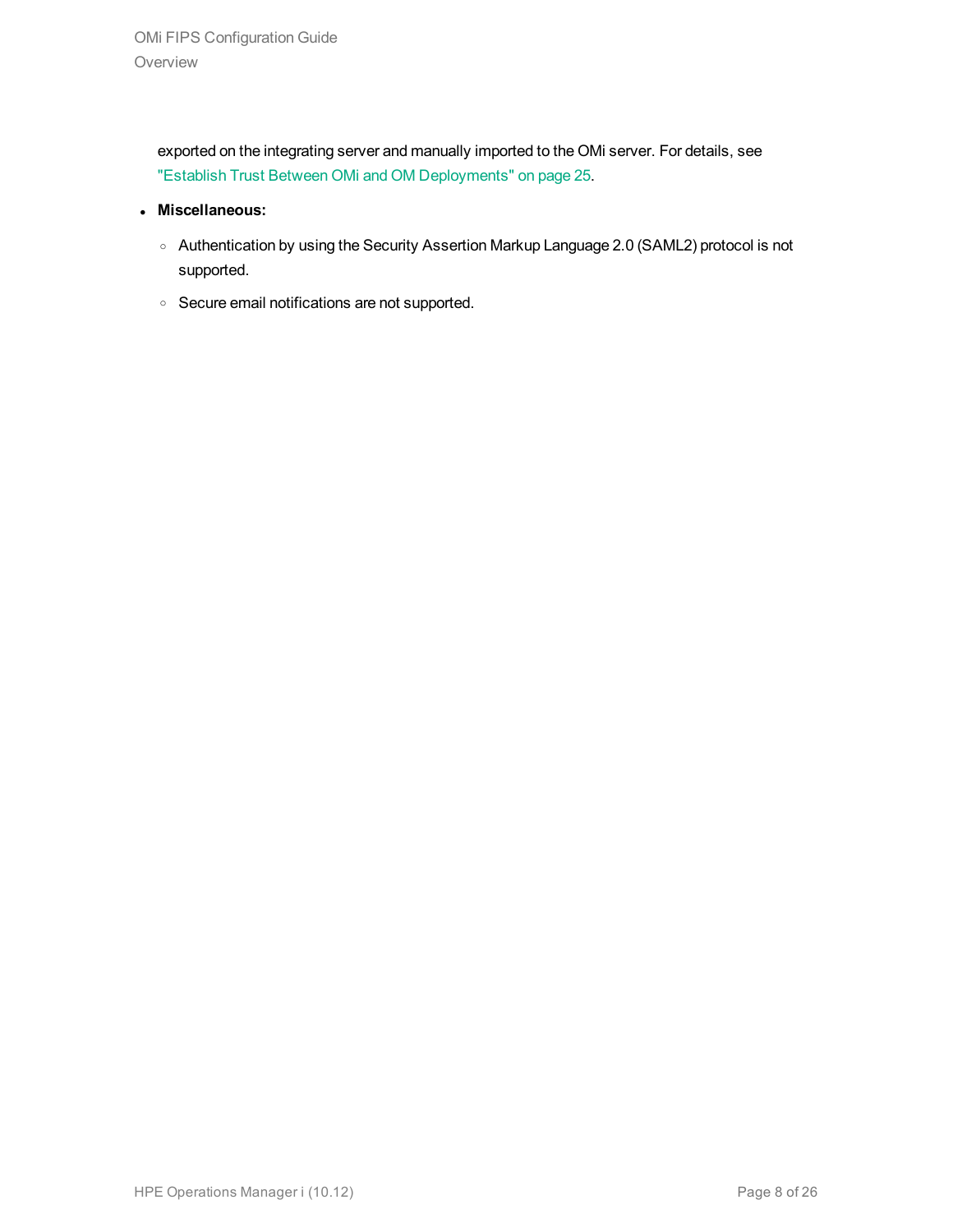exported on the integrating server and manually imported to the OMi server. For details, see "Establish Trust Between OMi and OM Deployments" on page 25.

- **Miscellaneous:**
  - Authentication by using the Security Assertion Markup Language 2.0 (SAML2) protocol is not supported.
  - Secure email notifications are not supported.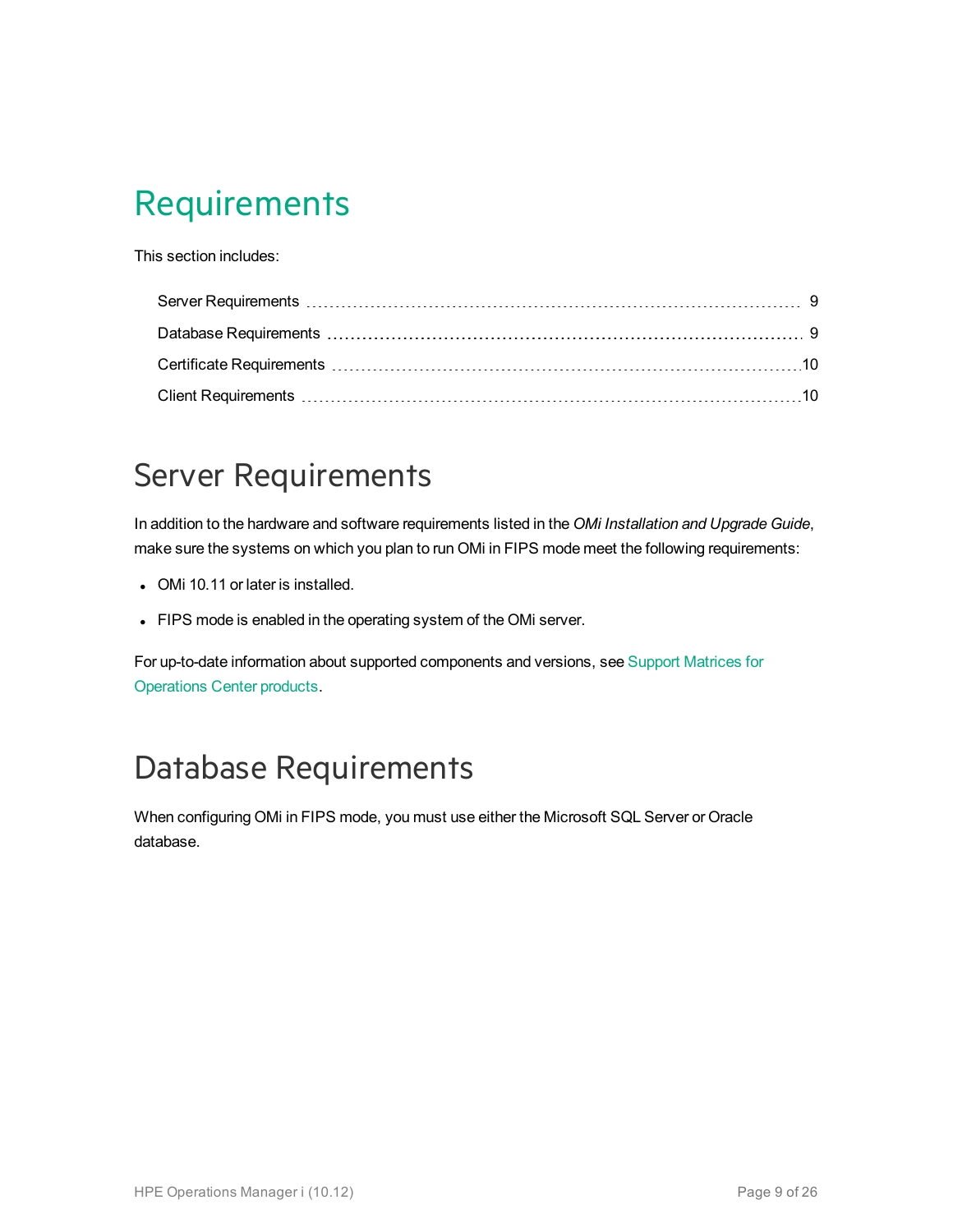# Requirements

This section includes:

- Server Requirements 9
- Database Requirements 9
- Certificate Requirements 10
- Client Requirements 10

## Server Requirements

In addition to the hardware and software requirements listed in the *OMi Installation and Upgrade Guide*, make sure the systems on which you plan to run OMi in FIPS mode meet the following requirements:

- OMi 10.11 or later is installed.
- FIPS mode is enabled in the operating system of the OMi server.

For up-to-date information about supported components and versions, see Support Matrices for Operations Center products.

## Database Requirements

When configuring OMi in FIPS mode, you must use either the Microsoft SQL Server or Oracle database.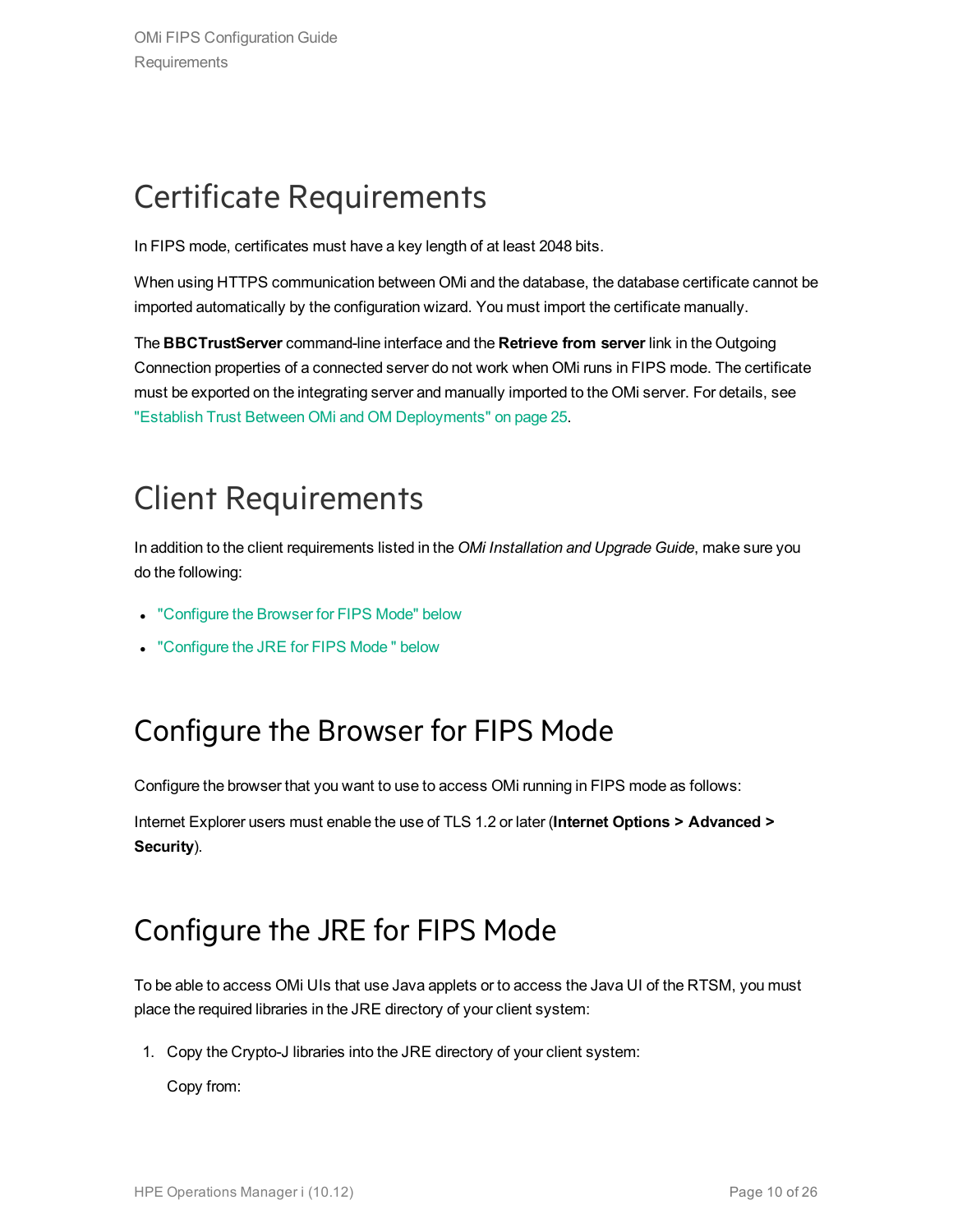# Certificate Requirements

In FIPS mode, certificates must have a key length of at least 2048 bits.

When using HTTPS communication between OMi and the database, the database certificate cannot be imported automatically by the configuration wizard. You must import the certificate manually.

The **BBCTrustServer** command-line interface and the **Retrieve from server** link in the Outgoing Connection properties of a connected server do not work when OMi runs in FIPS mode. The certificate must be exported on the integrating server and manually imported to the OMi server. For details, see "Establish Trust Between OMi and OM Deployments" on page 25.

# Client Requirements

In addition to the client requirements listed in the *OMi Installation and Upgrade Guide*, make sure you do the following:

- "Configure the Browser for FIPS Mode" below
- "Configure the JRE for FIPS Mode " below

## Configure the Browser for FIPS Mode

Configure the browser that you want to use to access OMi running in FIPS mode as follows:

Internet Explorer users must enable the use of TLS 1.2 or later (**Internet Options > Advanced > Security**).

## Configure the JRE for FIPS Mode

To be able to access OMi UIs that use Java applets or to access the Java UI of the RTSM, you must place the required libraries in the JRE directory of your client system:

1. Copy the Crypto-J libraries into the JRE directory of your client system:

   Copy from: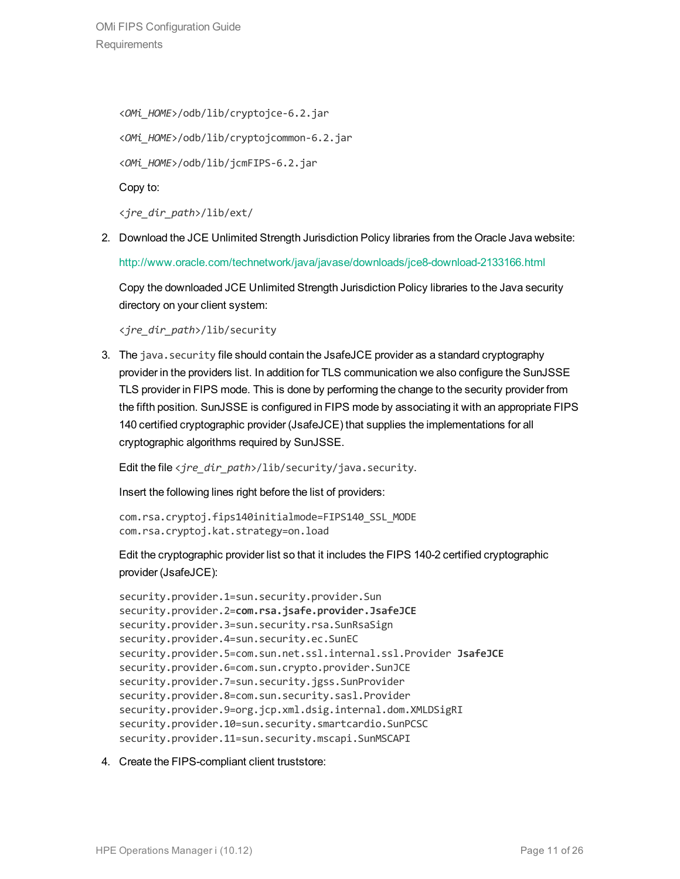```
<OMi_HOME>/odb/lib/cryptojce-6.2.jar
<OMi_HOME>/odb/lib/cryptojcommon-6.2.jar
<OMi_HOME>/odb/lib/jcmFIPS-6.2.jar
```

Copy to:

```
<jre_dir_path>/lib/ext/
```

2. Download the JCE Unlimited Strength Jurisdiction Policy libraries from the Oracle Java website:

   http://www.oracle.com/technetwork/java/javase/downloads/jce8-download-2133166.html

   Copy the downloaded JCE Unlimited Strength Jurisdiction Policy libraries to the Java security directory on your client system:

   ```
   <jre_dir_path>/lib/security
   ```

3. The `java.security` file should contain the JsafeJCE provider as a standard cryptography provider in the providers list. In addition for TLS communication we also configure the SunJSSE TLS provider in FIPS mode. This is done by performing the change to the security provider from the fifth position. SunJSSE is configured in FIPS mode by associating it with an appropriate FIPS 140 certified cryptographic provider (JsafeJCE) that supplies the implementations for all cryptographic algorithms required by SunJSSE.

   Edit the file `<jre_dir_path>/lib/security/java.security`.

   Insert the following lines right before the list of providers:

   ```
   com.rsa.cryptoj.fips140initialmode=FIPS140_SSL_MODE
   com.rsa.cryptoj.kat.strategy=on.load
   ```

   Edit the cryptographic provider list so that it includes the FIPS 140-2 certified cryptographic provider (JsafeJCE):

   ```
   security.provider.1=sun.security.provider.Sun
   security.provider.2=com.rsa.jsafe.provider.JsafeJCE
   security.provider.3=sun.security.rsa.SunRsaSign
   security.provider.4=sun.security.ec.SunEC
   security.provider.5=com.sun.net.ssl.internal.ssl.Provider JsafeJCE
   security.provider.6=com.sun.crypto.provider.SunJCE
   security.provider.7=sun.security.jgss.SunProvider
   security.provider.8=com.sun.security.sasl.Provider
   security.provider.9=org.jcp.xml.dsig.internal.dom.XMLDSigRI
   security.provider.10=sun.security.smartcardio.SunPCSC
   security.provider.11=sun.security.mscapi.SunMSCAPI
   ```

4. Create the FIPS-compliant client truststore: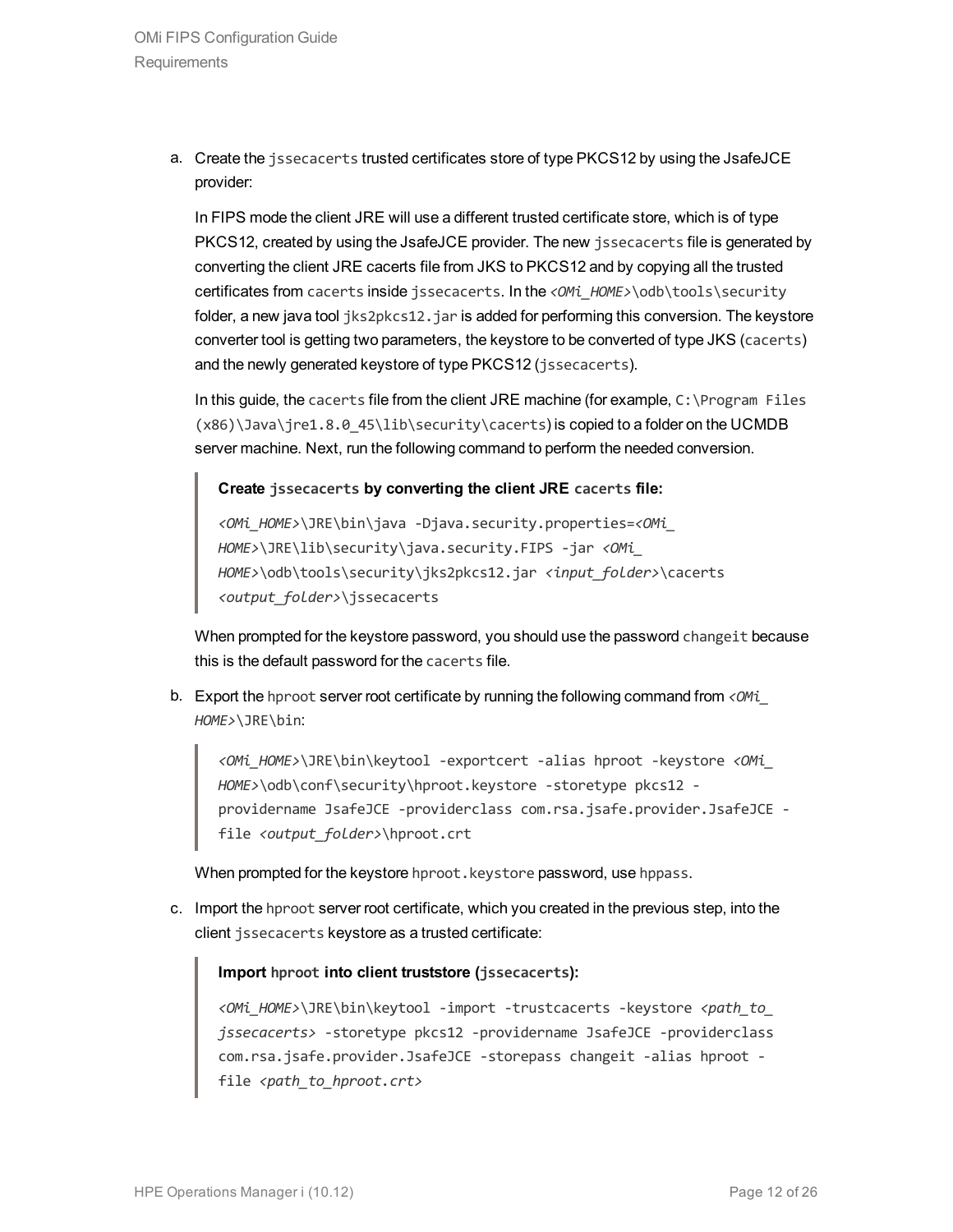a. Create the `jssecacerts` trusted certificates store of type PKCS12 by using the JsafeJCE provider:

   In FIPS mode the client JRE will use a different trusted certificate store, which is of type PKCS12, created by using the JsafeJCE provider. The new `jssecacerts` file is generated by converting the client JRE cacerts file from JKS to PKCS12 and by copying all the trusted certificates from `cacerts` inside `jssecacerts`. In the `<OMi_HOME>\odb\tools\security` folder, a new java tool `jks2pkcs12.jar` is added for performing this conversion. The keystore converter tool is getting two parameters, the keystore to be converted of type JKS (`cacerts`) and the newly generated keystore of type PKCS12 (`jssecacerts`).

   In this guide, the `cacerts` file from the client JRE machine (for example, `C:\Program Files (x86)\Java\jre1.8.0_45\lib\security\cacerts`) is copied to a folder on the UCMDB server machine. Next, run the following command to perform the needed conversion.

   > **Create `jssecacerts` by converting the client JRE `cacerts` file:**
   >
   > ```
   > <OMi_HOME>\JRE\bin\java -Djava.security.properties=<OMi_HOME>\JRE\lib\security\java.security.FIPS -jar <OMi_HOME>\odb\tools\security\jks2pkcs12.jar <input_folder>\cacerts <output_folder>\jssecacerts
   > ```

   When prompted for the keystore password, you should use the password `changeit` because this is the default password for the `cacerts` file.

b. Export the `hproot` server root certificate by running the following command from `<OMi_HOME>\JRE\bin`:

   > ```
   > <OMi_HOME>\JRE\bin\keytool -exportcert -alias hproot -keystore <OMi_HOME>\odb\conf\security\hproot.keystore -storetype pkcs12 -providername JsafeJCE -providerclass com.rsa.jsafe.provider.JsafeJCE -file <output_folder>\hproot.crt
   > ```

   When prompted for the keystore `hproot.keystore` password, use `hppass`.

c. Import the `hproot` server root certificate, which you created in the previous step, into the client `jssecacerts` keystore as a trusted certificate:

   > **Import `hproot` into client truststore (`jssecacerts`):**
   >
   > ```
   > <OMi_HOME>\JRE\bin\keytool -import -trustcacerts -keystore <path_to_jssecacerts> -storetype pkcs12 -providername JsafeJCE -providerclass com.rsa.jsafe.provider.JsafeJCE -storepass changeit -alias hproot -file <path_to_hproot.crt>
   > ```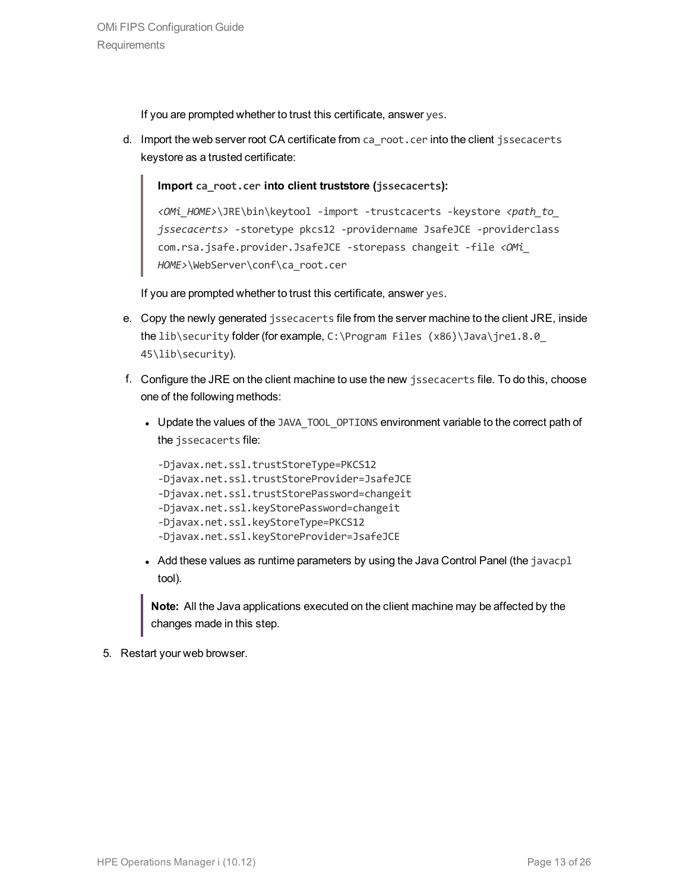If you are prompted whether to trust this certificate, answer `yes`.

d. Import the web server root CA certificate from `ca_root.cer` into the client `jssecacerts` keystore as a trusted certificate:

> **Import `ca_root.cer` into client truststore (`jssecacerts`):**
>
> ```
> <OMi_HOME>\JRE\bin\keytool -import -trustcacerts -keystore <path_to_jssecacerts> -storetype pkcs12 -providername JsafeJCE -providerclass com.rsa.jsafe.provider.JsafeJCE -storepass changeit -file <OMi_HOME>\WebServer\conf\ca_root.cer
> ```

If you are prompted whether to trust this certificate, answer `yes`.

e. Copy the newly generated `jssecacerts` file from the server machine to the client JRE, inside the `lib\security` folder (for example, `C:\Program Files (x86)\Java\jre1.8.0_45\lib\security`).

f. Configure the JRE on the client machine to use the new `jssecacerts` file. To do this, choose one of the following methods:

- Update the values of the `JAVA_TOOL_OPTIONS` environment variable to the correct path of the `jssecacerts` file:

  ```
  -Djavax.net.ssl.trustStoreType=PKCS12
  -Djavax.net.ssl.trustStoreProvider=JsafeJCE
  -Djavax.net.ssl.trustStorePassword=changeit
  -Djavax.net.ssl.keyStorePassword=changeit
  -Djavax.net.ssl.keyStoreType=PKCS12
  -Djavax.net.ssl.keyStoreProvider=JsafeJCE
  ```

- Add these values as runtime parameters by using the Java Control Panel (the `javacpl` tool).

> **Note:** All the Java applications executed on the client machine may be affected by the changes made in this step.

5. Restart your web browser.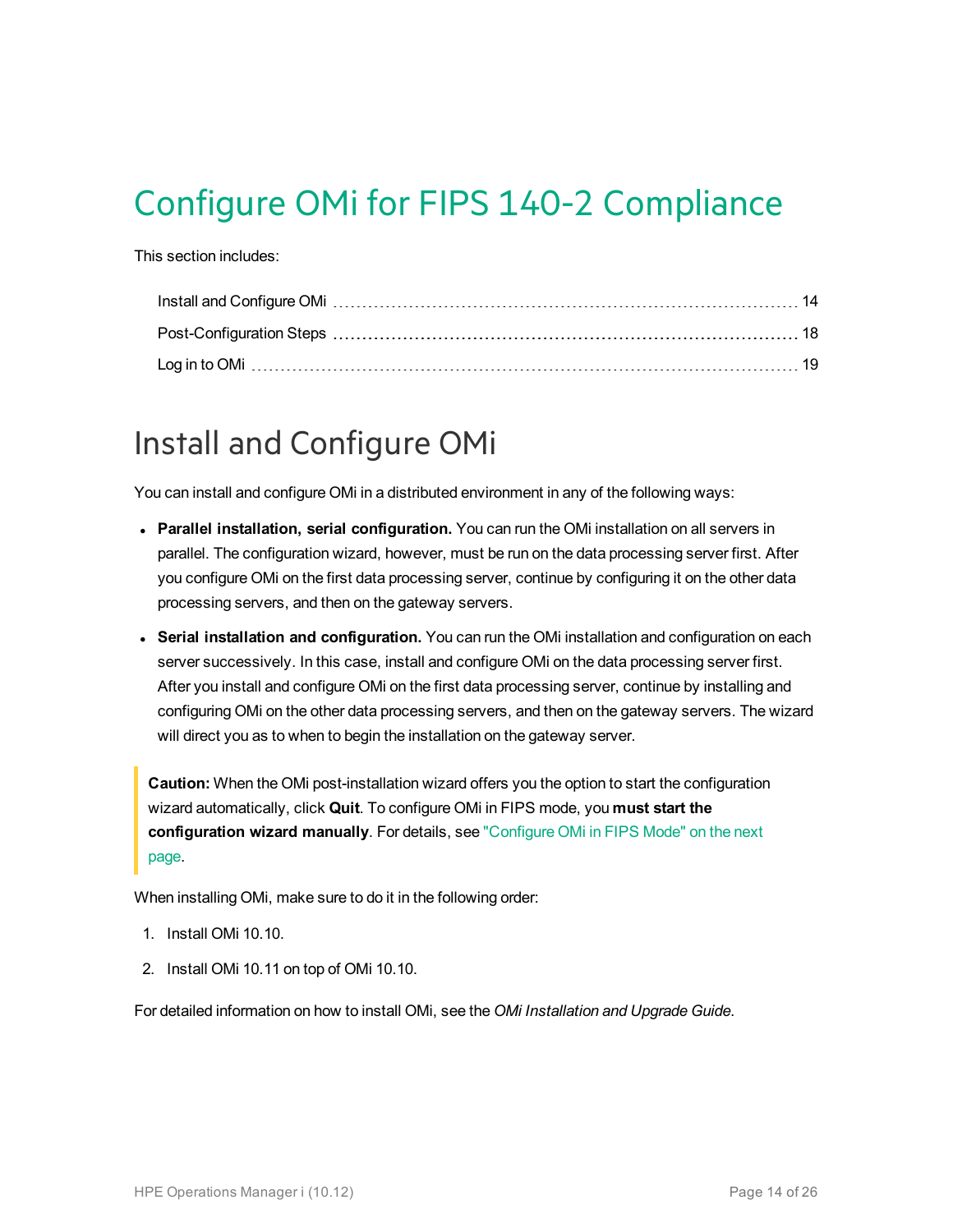# Configure OMi for FIPS 140-2 Compliance

This section includes:

- Install and Configure OMi ... 14
- Post-Configuration Steps ... 18
- Log in to OMi ... 19

## Install and Configure OMi

You can install and configure OMi in a distributed environment in any of the following ways:

- **Parallel installation, serial configuration.** You can run the OMi installation on all servers in parallel. The configuration wizard, however, must be run on the data processing server first. After you configure OMi on the first data processing server, continue by configuring it on the other data processing servers, and then on the gateway servers.
- **Serial installation and configuration.** You can run the OMi installation and configuration on each server successively. In this case, install and configure OMi on the data processing server first. After you install and configure OMi on the first data processing server, continue by installing and configuring OMi on the other data processing servers, and then on the gateway servers. The wizard will direct you as to when to begin the installation on the gateway server.

> **Caution:** When the OMi post-installation wizard offers you the option to start the configuration wizard automatically, click **Quit**. To configure OMi in FIPS mode, you **must start the configuration wizard manually**. For details, see "Configure OMi in FIPS Mode" on the next page.

When installing OMi, make sure to do it in the following order:

1. Install OMi 10.10.
2. Install OMi 10.11 on top of OMi 10.10.

For detailed information on how to install OMi, see the *OMi Installation and Upgrade Guide*.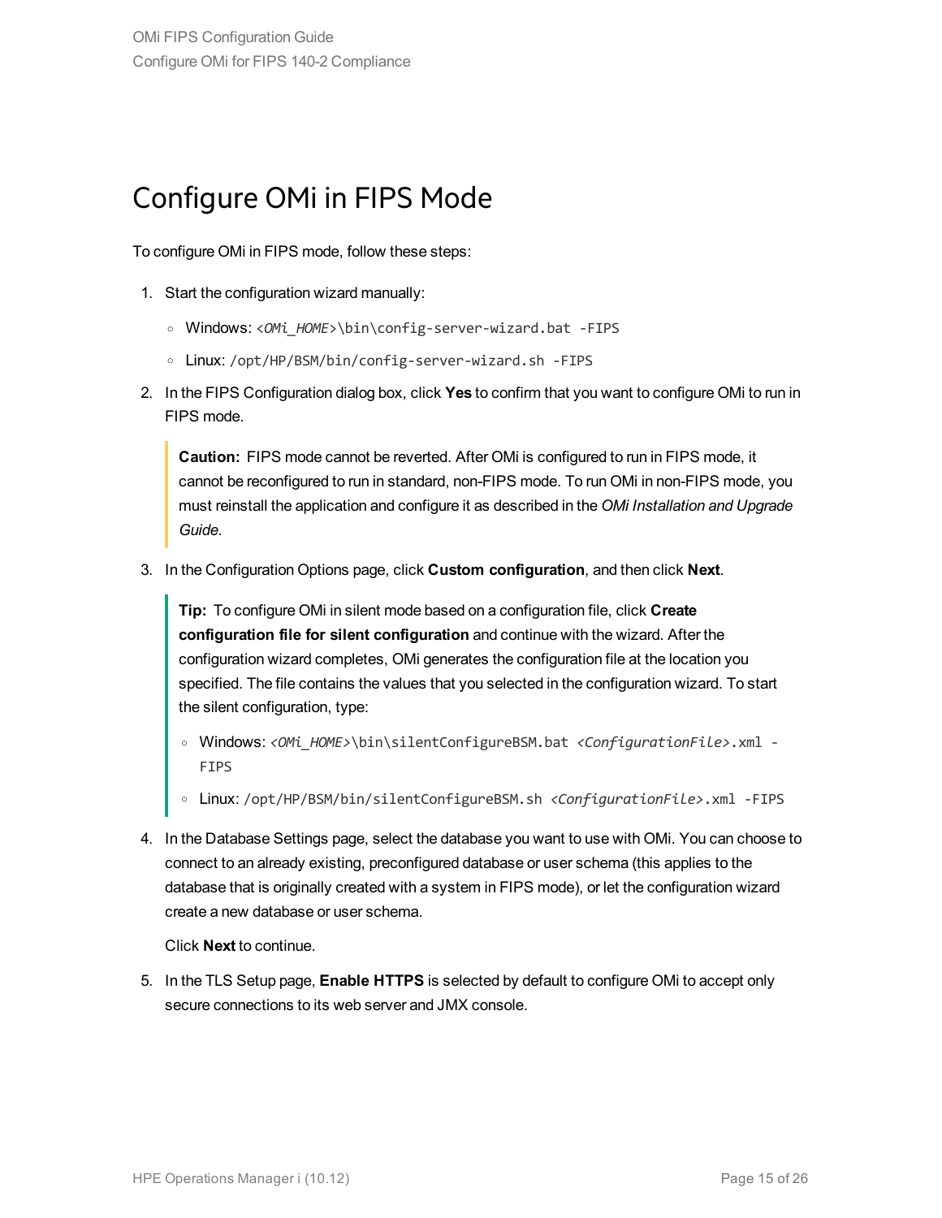# Configure OMi in FIPS Mode

To configure OMi in FIPS mode, follow these steps:

1. Start the configuration wizard manually:
   - Windows: `<OMi_HOME>\bin\config-server-wizard.bat -FIPS`
   - Linux: `/opt/HP/BSM/bin/config-server-wizard.sh -FIPS`
2. In the FIPS Configuration dialog box, click **Yes** to confirm that you want to configure OMi to run in FIPS mode.

   > **Caution:** FIPS mode cannot be reverted. After OMi is configured to run in FIPS mode, it cannot be reconfigured to run in standard, non-FIPS mode. To run OMi in non-FIPS mode, you must reinstall the application and configure it as described in the *OMi Installation and Upgrade Guide*.

3. In the Configuration Options page, click **Custom configuration**, and then click **Next**.

   > **Tip:** To configure OMi in silent mode based on a configuration file, click **Create configuration file for silent configuration** and continue with the wizard. After the configuration wizard completes, OMi generates the configuration file at the location you specified. The file contains the values that you selected in the configuration wizard. To start the silent configuration, type:
   >
   > - Windows: `<OMi_HOME>\bin\silentConfigureBSM.bat <ConfigurationFile>.xml -FIPS`
   > - Linux: `/opt/HP/BSM/bin/silentConfigureBSM.sh <ConfigurationFile>.xml -FIPS`

4. In the Database Settings page, select the database you want to use with OMi. You can choose to connect to an already existing, preconfigured database or user schema (this applies to the database that is originally created with a system in FIPS mode), or let the configuration wizard create a new database or user schema.

   Click **Next** to continue.

5. In the TLS Setup page, **Enable HTTPS** is selected by default to configure OMi to accept only secure connections to its web server and JMX console.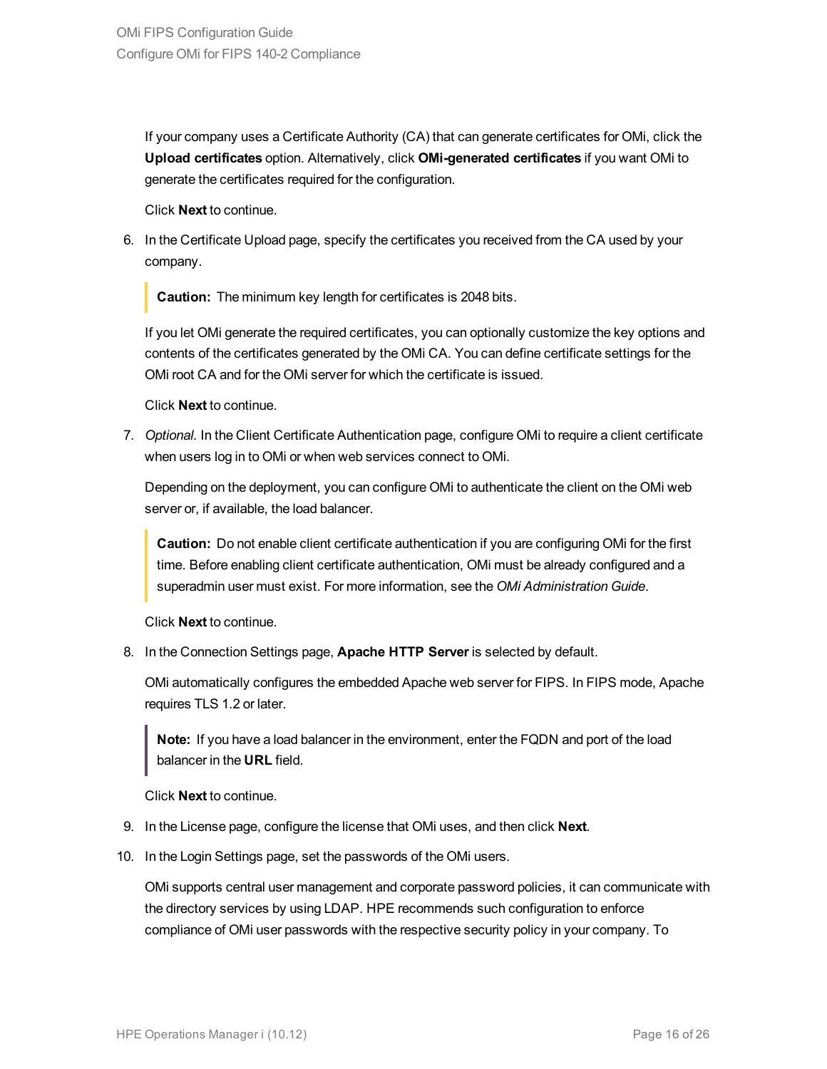If your company uses a Certificate Authority (CA) that can generate certificates for OMi, click the **Upload certificates** option. Alternatively, click **OMi-generated certificates** if you want OMi to generate the certificates required for the configuration.

Click **Next** to continue.

6. In the Certificate Upload page, specify the certificates you received from the CA used by your company.

   > **Caution:** The minimum key length for certificates is 2048 bits.

   If you let OMi generate the required certificates, you can optionally customize the key options and contents of the certificates generated by the OMi CA. You can define certificate settings for the OMi root CA and for the OMi server for which the certificate is issued.

   Click **Next** to continue.

7. *Optional.* In the Client Certificate Authentication page, configure OMi to require a client certificate when users log in to OMi or when web services connect to OMi.

   Depending on the deployment, you can configure OMi to authenticate the client on the OMi web server or, if available, the load balancer.

   > **Caution:** Do not enable client certificate authentication if you are configuring OMi for the first time. Before enabling client certificate authentication, OMi must be already configured and a superadmin user must exist. For more information, see the *OMi Administration Guide*.

   Click **Next** to continue.

8. In the Connection Settings page, **Apache HTTP Server** is selected by default.

   OMi automatically configures the embedded Apache web server for FIPS. In FIPS mode, Apache requires TLS 1.2 or later.

   > **Note:** If you have a load balancer in the environment, enter the FQDN and port of the load balancer in the **URL** field.

   Click **Next** to continue.

9. In the License page, configure the license that OMi uses, and then click **Next**.

10. In the Login Settings page, set the passwords of the OMi users.

    OMi supports central user management and corporate password policies, it can communicate with the directory services by using LDAP. HPE recommends such configuration to enforce compliance of OMi user passwords with the respective security policy in your company. To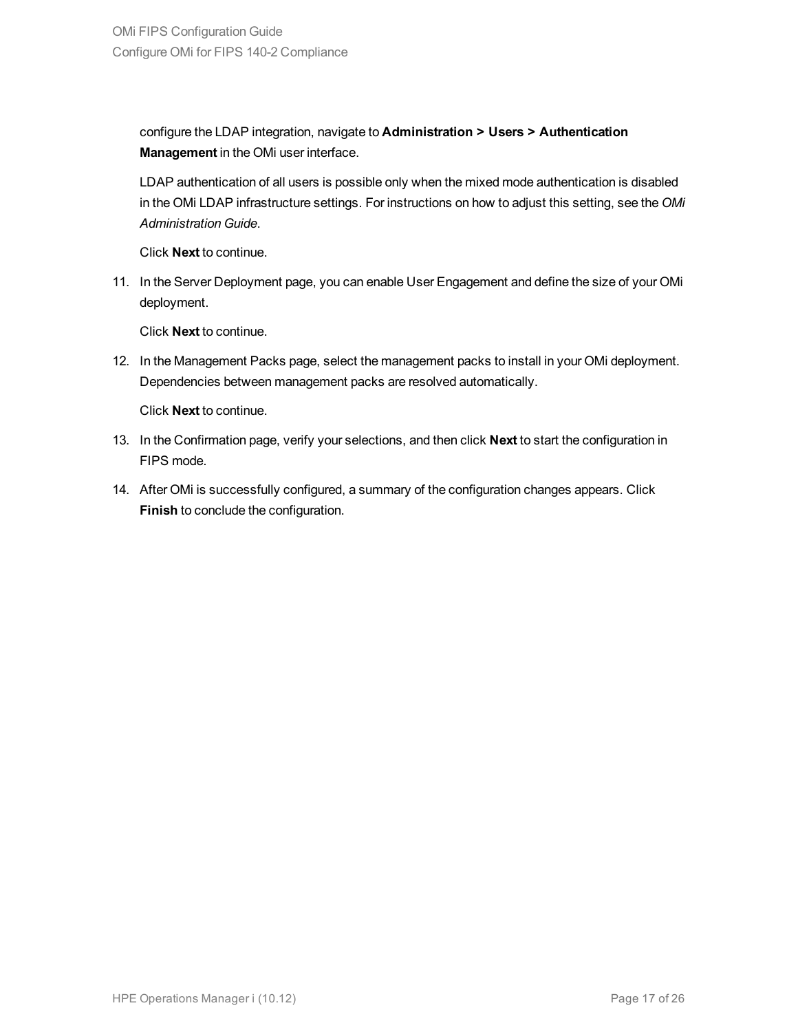configure the LDAP integration, navigate to **Administration > Users > Authentication Management** in the OMi user interface.

LDAP authentication of all users is possible only when the mixed mode authentication is disabled in the OMi LDAP infrastructure settings. For instructions on how to adjust this setting, see the *OMi Administration Guide*.

Click **Next** to continue.

11. In the Server Deployment page, you can enable User Engagement and define the size of your OMi deployment.

    Click **Next** to continue.

12. In the Management Packs page, select the management packs to install in your OMi deployment. Dependencies between management packs are resolved automatically.

    Click **Next** to continue.

13. In the Confirmation page, verify your selections, and then click **Next** to start the configuration in FIPS mode.

14. After OMi is successfully configured, a summary of the configuration changes appears. Click **Finish** to conclude the configuration.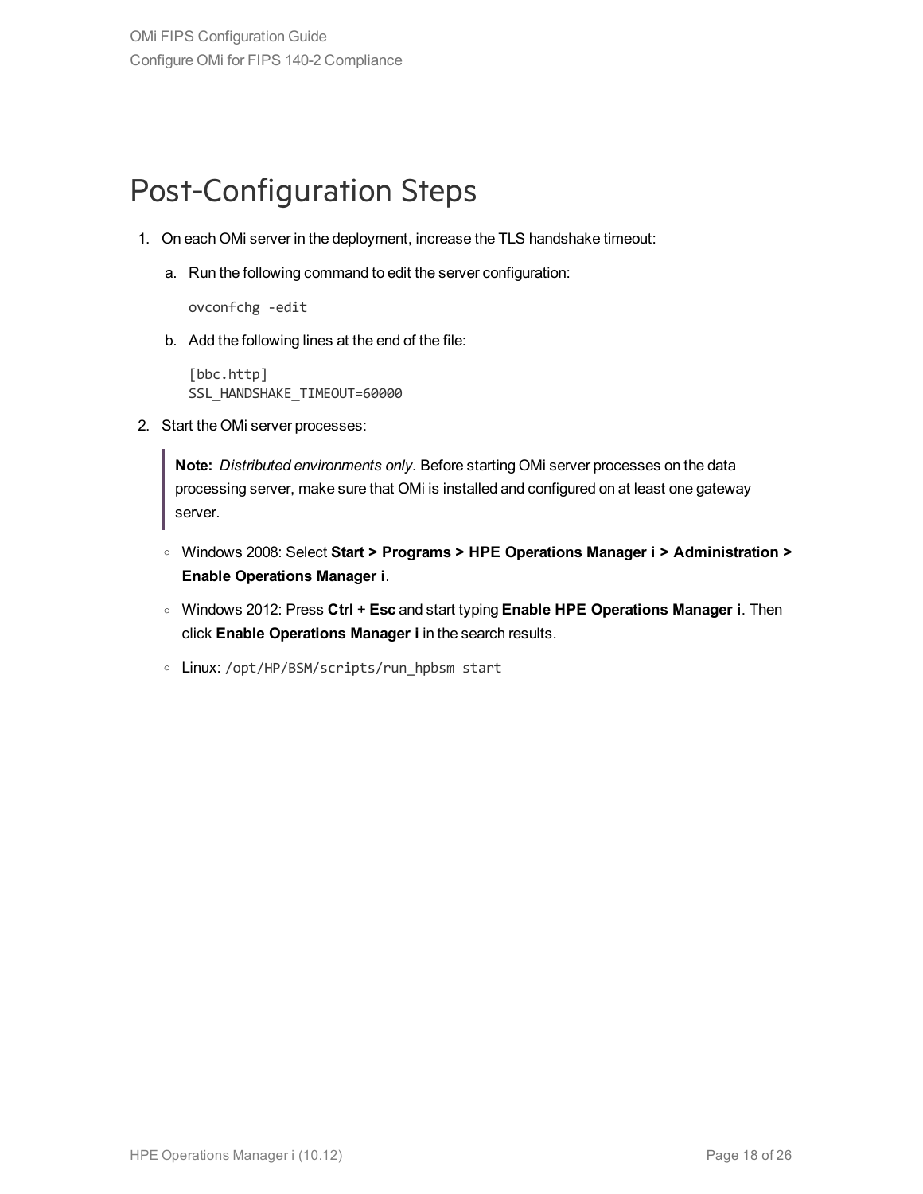# Post-Configuration Steps

1. On each OMi server in the deployment, increase the TLS handshake timeout:

   a. Run the following command to edit the server configuration:

      ```
      ovconfchg -edit
      ```

   b. Add the following lines at the end of the file:

      ```
      [bbc.http]
      SSL_HANDSHAKE_TIMEOUT=60000
      ```

2. Start the OMi server processes:

   > **Note:** *Distributed environments only.* Before starting OMi server processes on the data processing server, make sure that OMi is installed and configured on at least one gateway server.

   - Windows 2008: Select **Start > Programs > HPE Operations Manager i > Administration > Enable Operations Manager i**.
   - Windows 2012: Press **Ctrl** + **Esc** and start typing **Enable HPE Operations Manager i**. Then click **Enable Operations Manager i** in the search results.
   - Linux: `/opt/HP/BSM/scripts/run_hpbsm start`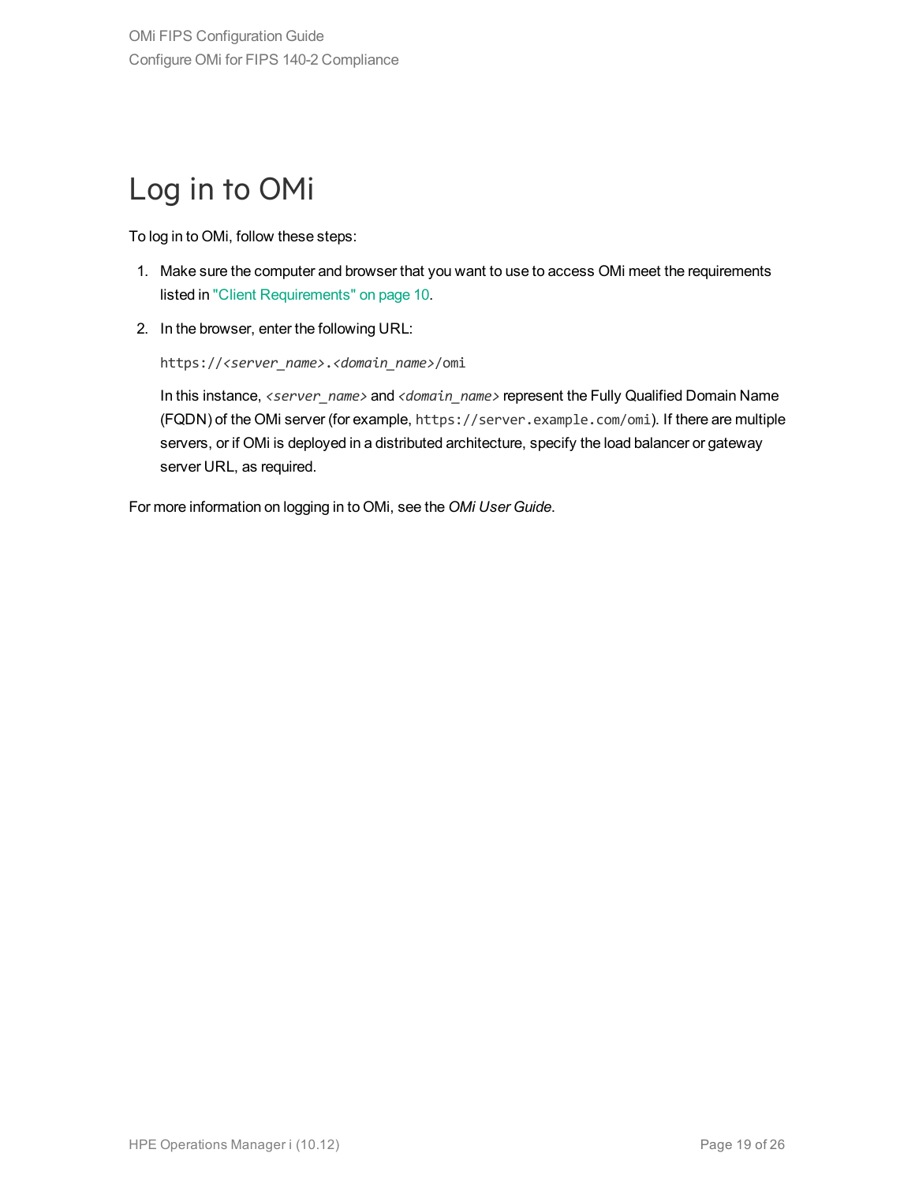# Log in to OMi

To log in to OMi, follow these steps:

1. Make sure the computer and browser that you want to use to access OMi meet the requirements listed in "Client Requirements" on page 10.
2. In the browser, enter the following URL:

   `https://<server_name>.<domain_name>/omi`

   In this instance, *<server_name>* and *<domain_name>* represent the Fully Qualified Domain Name (FQDN) of the OMi server (for example, `https://server.example.com/omi`). If there are multiple servers, or if OMi is deployed in a distributed architecture, specify the load balancer or gateway server URL, as required.

For more information on logging in to OMi, see the *OMi User Guide*.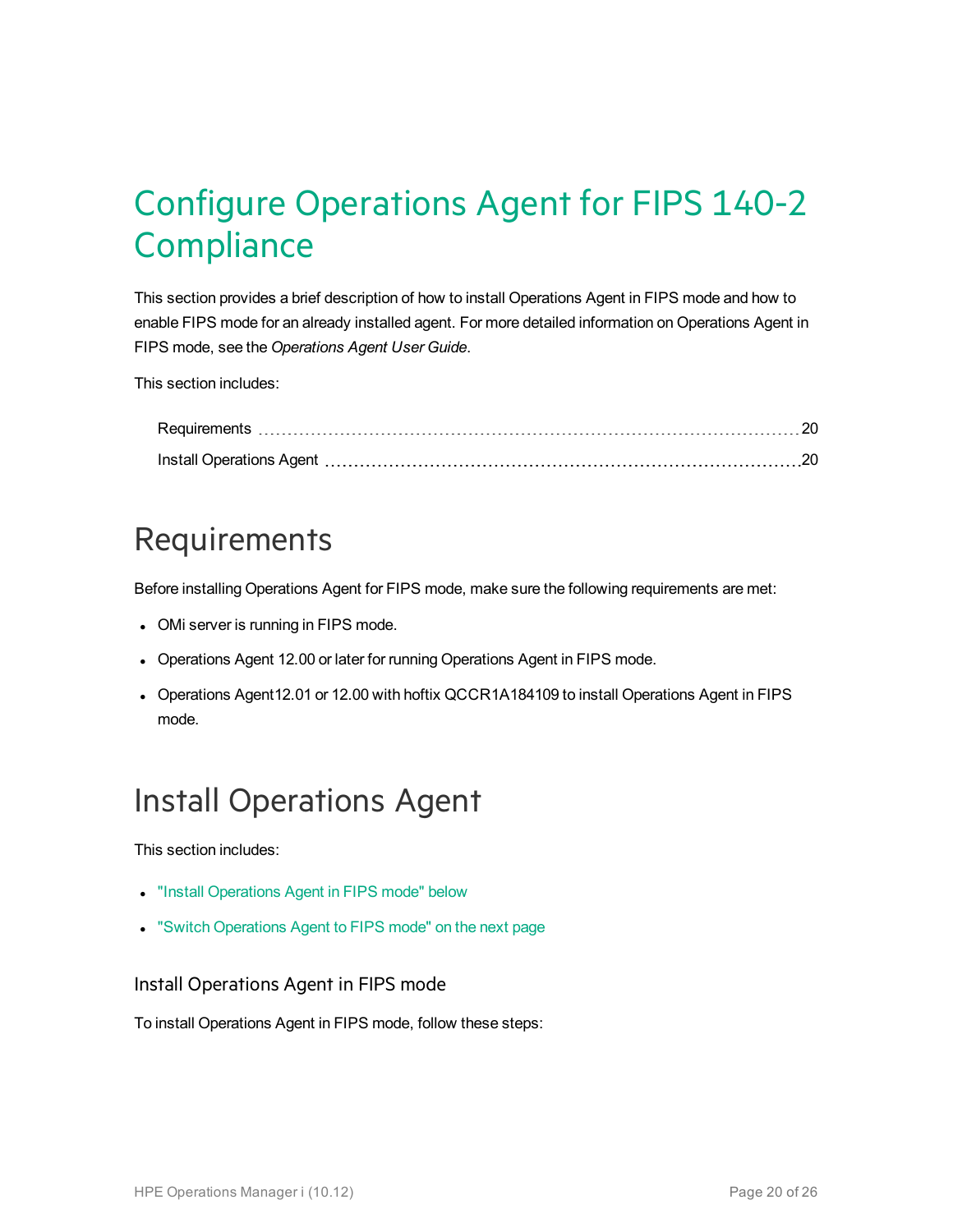# Configure Operations Agent for FIPS 140-2 Compliance

This section provides a brief description of how to install Operations Agent in FIPS mode and how to enable FIPS mode for an already installed agent. For more detailed information on Operations Agent in FIPS mode, see the *Operations Agent User Guide*.

This section includes:

- Requirements ........ 20
- Install Operations Agent ........ 20

## Requirements

Before installing Operations Agent for FIPS mode, make sure the following requirements are met:

- OMi server is running in FIPS mode.
- Operations Agent 12.00 or later for running Operations Agent in FIPS mode.
- Operations Agent12.01 or 12.00 with hoftix QCCR1A184109 to install Operations Agent in FIPS mode.

## Install Operations Agent

This section includes:

- "Install Operations Agent in FIPS mode" below
- "Switch Operations Agent to FIPS mode" on the next page

### Install Operations Agent in FIPS mode

To install Operations Agent in FIPS mode, follow these steps: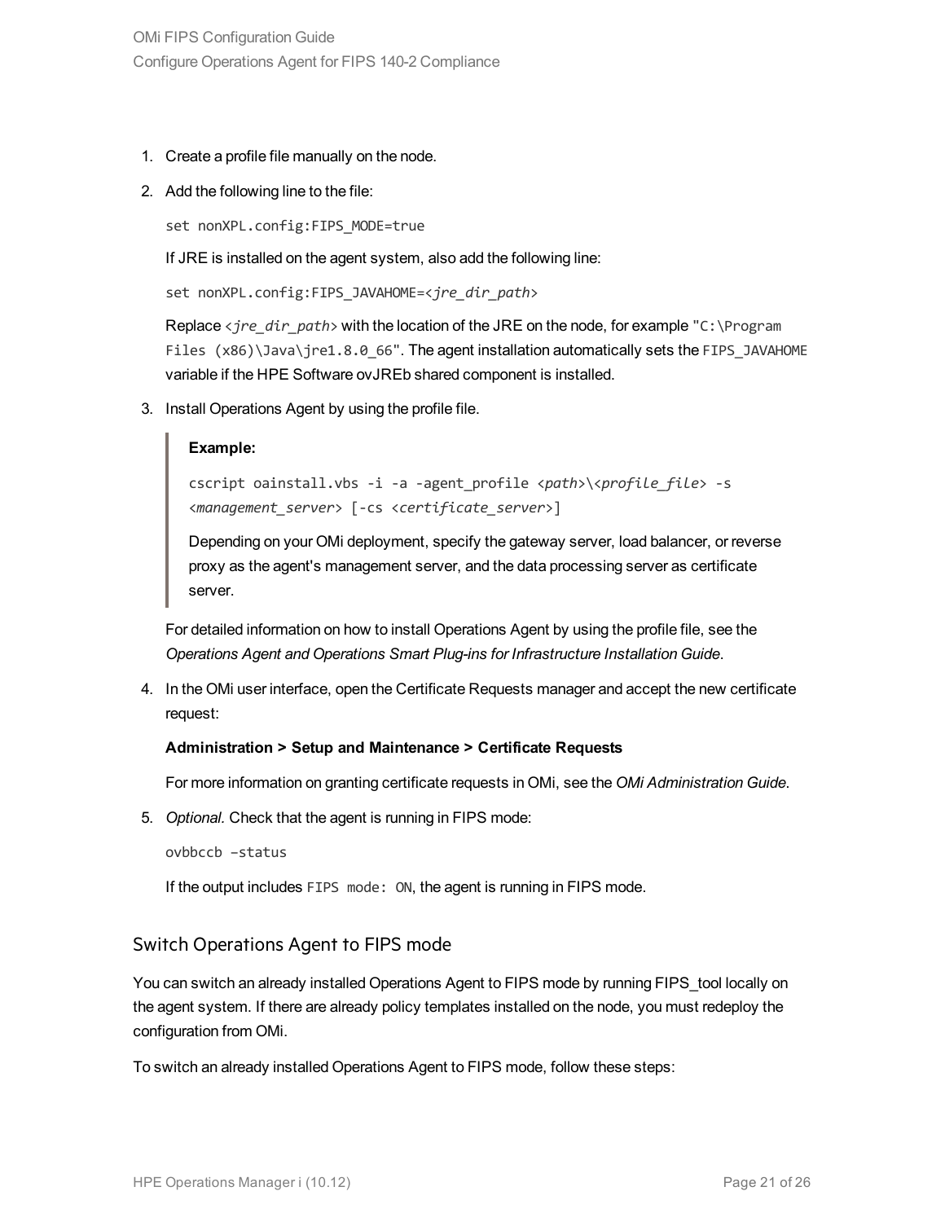1. Create a profile file manually on the node.

2. Add the following line to the file:

   ```
   set nonXPL.config:FIPS_MODE=true
   ```

   If JRE is installed on the agent system, also add the following line:

   ```
   set nonXPL.config:FIPS_JAVAHOME=<jre_dir_path>
   ```

   Replace `<jre_dir_path>` with the location of the JRE on the node, for example `"C:\Program Files (x86)\Java\jre1.8.0_66"`. The agent installation automatically sets the `FIPS_JAVAHOME` variable if the HPE Software ovJREb shared component is installed.

3. Install Operations Agent by using the profile file.

   > **Example:**
   >
   > `cscript oainstall.vbs -i -a -agent_profile <path>\<profile_file> -s <management_server> [-cs <certificate_server>]`
   >
   > Depending on your OMi deployment, specify the gateway server, load balancer, or reverse proxy as the agent's management server, and the data processing server as certificate server.

   For detailed information on how to install Operations Agent by using the profile file, see the *Operations Agent and Operations Smart Plug-ins for Infrastructure Installation Guide*.

4. In the OMi user interface, open the Certificate Requests manager and accept the new certificate request:

   **Administration > Setup and Maintenance > Certificate Requests**

   For more information on granting certificate requests in OMi, see the *OMi Administration Guide*.

5. *Optional.* Check that the agent is running in FIPS mode:

   ```
   ovbbccb –status
   ```

   If the output includes `FIPS mode: ON`, the agent is running in FIPS mode.

## Switch Operations Agent to FIPS mode

You can switch an already installed Operations Agent to FIPS mode by running FIPS_tool locally on the agent system. If there are already policy templates installed on the node, you must redeploy the configuration from OMi.

To switch an already installed Operations Agent to FIPS mode, follow these steps: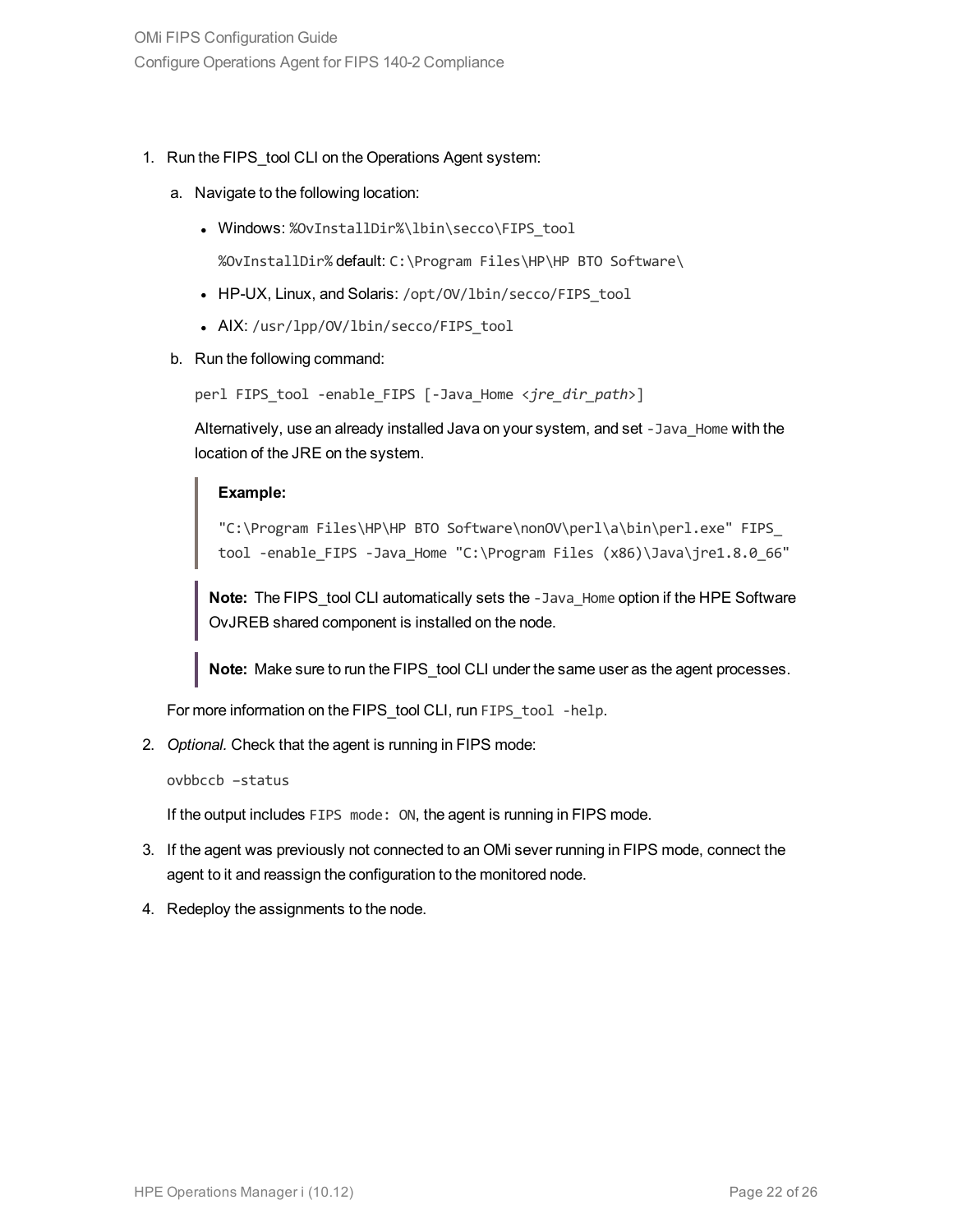1. Run the FIPS_tool CLI on the Operations Agent system:

   a. Navigate to the following location:

      - Windows: `%OvInstallDir%\lbin\secco\FIPS_tool`

        `%OvInstallDir%` default: `C:\Program Files\HP\HP BTO Software\`

      - HP-UX, Linux, and Solaris: `/opt/OV/lbin/secco/FIPS_tool`
      - AIX: `/usr/lpp/OV/lbin/secco/FIPS_tool`

   b. Run the following command:

      ```
      perl FIPS_tool -enable_FIPS [-Java_Home <jre_dir_path>]
      ```

      Alternatively, use an already installed Java on your system, and set `-Java_Home` with the location of the JRE on the system.

      > **Example:**
      >
      > ```
      > "C:\Program Files\HP\HP BTO Software\nonOV\perl\a\bin\perl.exe" FIPS_tool -enable_FIPS -Java_Home "C:\Program Files (x86)\Java\jre1.8.0_66"
      > ```

      > **Note:** The FIPS_tool CLI automatically sets the `-Java_Home` option if the HPE Software OvJREB shared component is installed on the node.

      > **Note:** Make sure to run the FIPS_tool CLI under the same user as the agent processes.

   For more information on the FIPS_tool CLI, run `FIPS_tool -help`.

2. *Optional.* Check that the agent is running in FIPS mode:

   ```
   ovbbccb –status
   ```

   If the output includes `FIPS mode: ON`, the agent is running in FIPS mode.

3. If the agent was previously not connected to an OMi sever running in FIPS mode, connect the agent to it and reassign the configuration to the monitored node.

4. Redeploy the assignments to the node.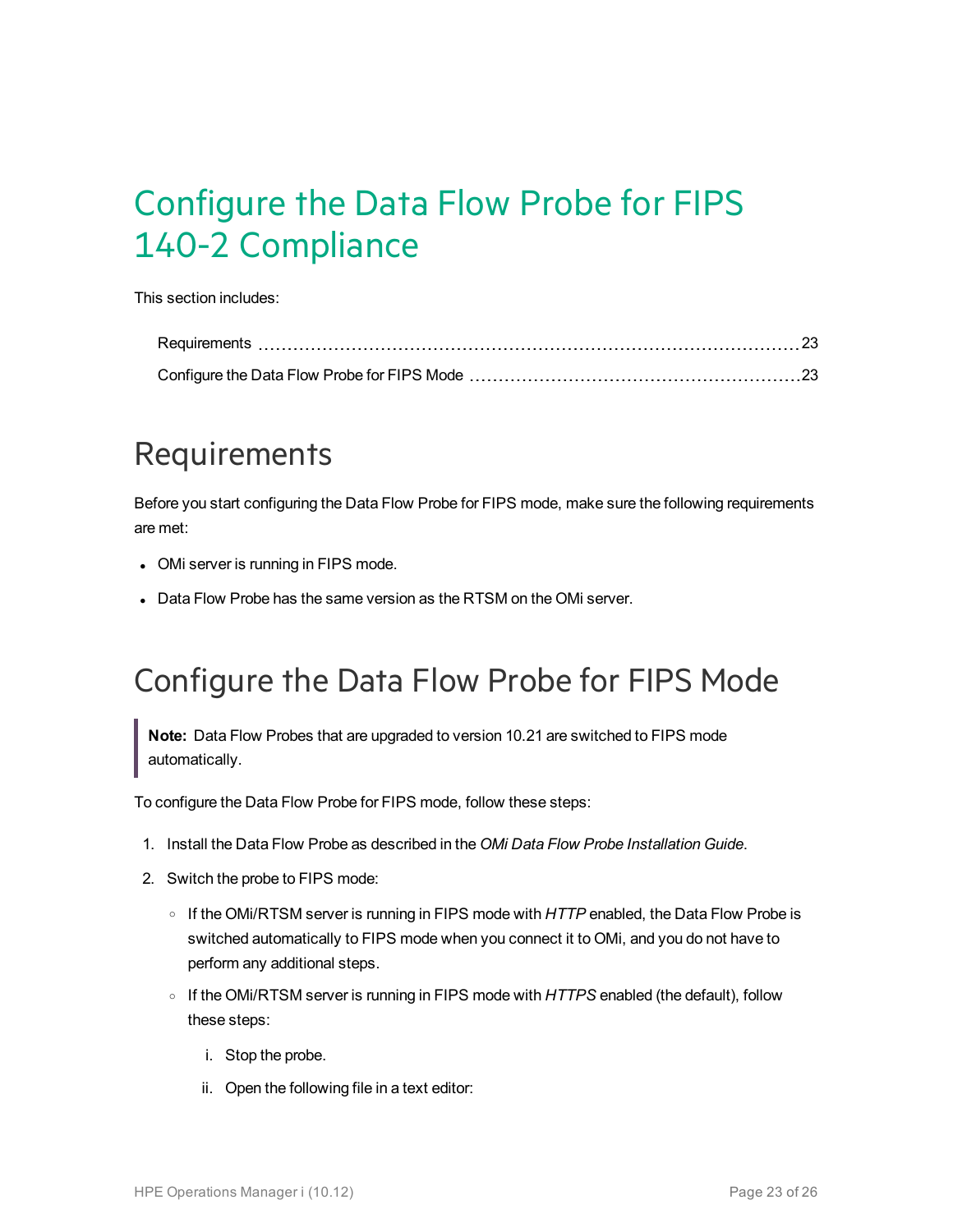# Configure the Data Flow Probe for FIPS 140-2 Compliance

This section includes:

- Requirements ........ 23
- Configure the Data Flow Probe for FIPS Mode ........ 23

## Requirements

Before you start configuring the Data Flow Probe for FIPS mode, make sure the following requirements are met:

- OMi server is running in FIPS mode.
- Data Flow Probe has the same version as the RTSM on the OMi server.

## Configure the Data Flow Probe for FIPS Mode

> **Note:** Data Flow Probes that are upgraded to version 10.21 are switched to FIPS mode automatically.

To configure the Data Flow Probe for FIPS mode, follow these steps:

1. Install the Data Flow Probe as described in the *OMi Data Flow Probe Installation Guide*.
2. Switch the probe to FIPS mode:
   - If the OMi/RTSM server is running in FIPS mode with *HTTP* enabled, the Data Flow Probe is switched automatically to FIPS mode when you connect it to OMi, and you do not have to perform any additional steps.
   - If the OMi/RTSM server is running in FIPS mode with *HTTPS* enabled (the default), follow these steps:
     1. Stop the probe.
     2. Open the following file in a text editor: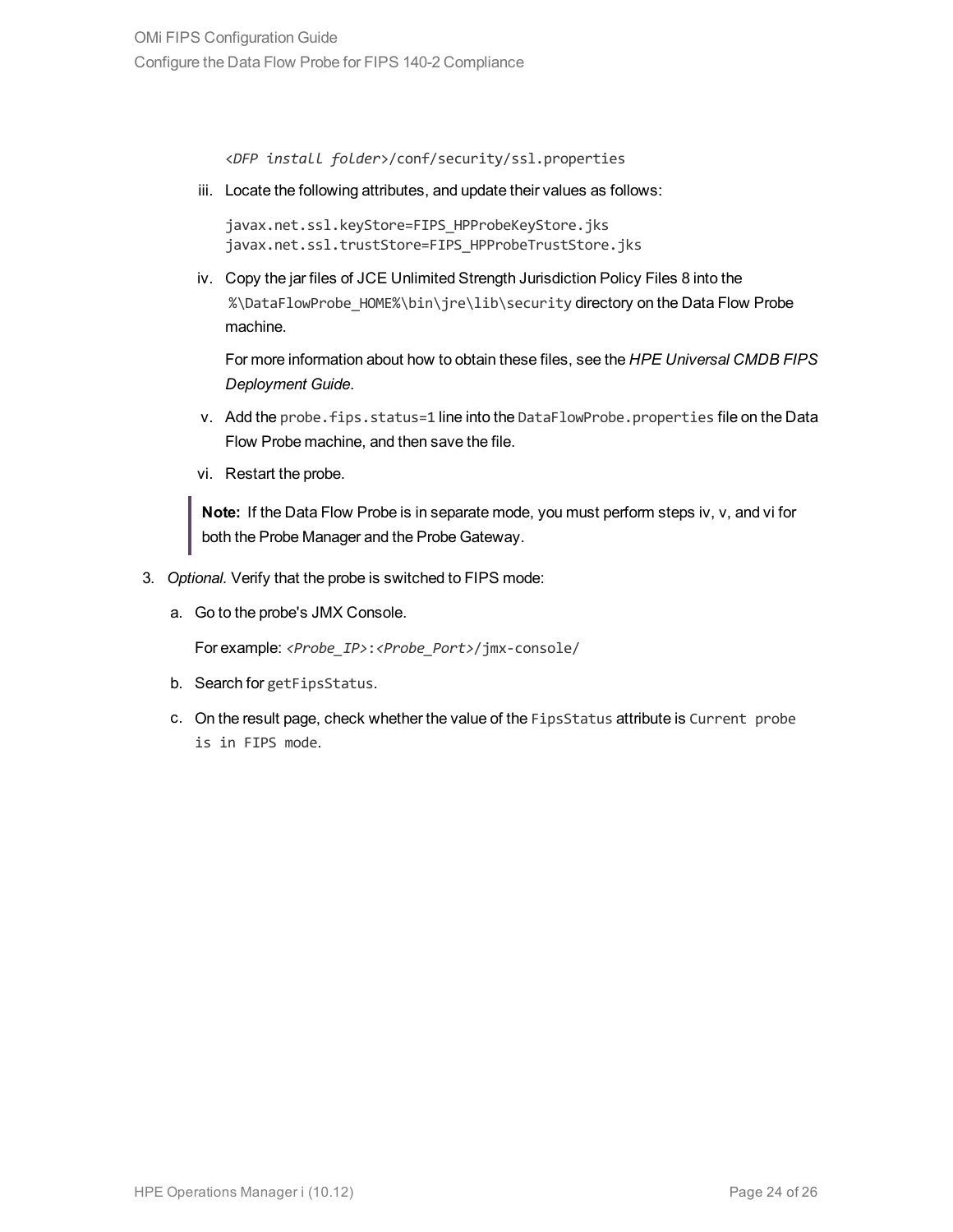```
<DFP install folder>/conf/security/ssl.properties
```

iii. Locate the following attributes, and update their values as follows:

```
javax.net.ssl.keyStore=FIPS_HPProbeKeyStore.jks
javax.net.ssl.trustStore=FIPS_HPProbeTrustStore.jks
```

iv. Copy the jar files of JCE Unlimited Strength Jurisdiction Policy Files 8 into the `%\DataFlowProbe_HOME%\bin\jre\lib\security` directory on the Data Flow Probe machine.

For more information about how to obtain these files, see the *HPE Universal CMDB FIPS Deployment Guide*.

v. Add the `probe.fips.status=1` line into the `DataFlowProbe.properties` file on the Data Flow Probe machine, and then save the file.

vi. Restart the probe.

> **Note:** If the Data Flow Probe is in separate mode, you must perform steps iv, v, and vi for both the Probe Manager and the Probe Gateway.

3. *Optional.* Verify that the probe is switched to FIPS mode:

   a. Go to the probe's JMX Console.

      For example: `<Probe_IP>:<Probe_Port>/jmx-console/`

   b. Search for `getFipsStatus`.

   c. On the result page, check whether the value of the `FipsStatus` attribute is `Current probe is in FIPS mode`.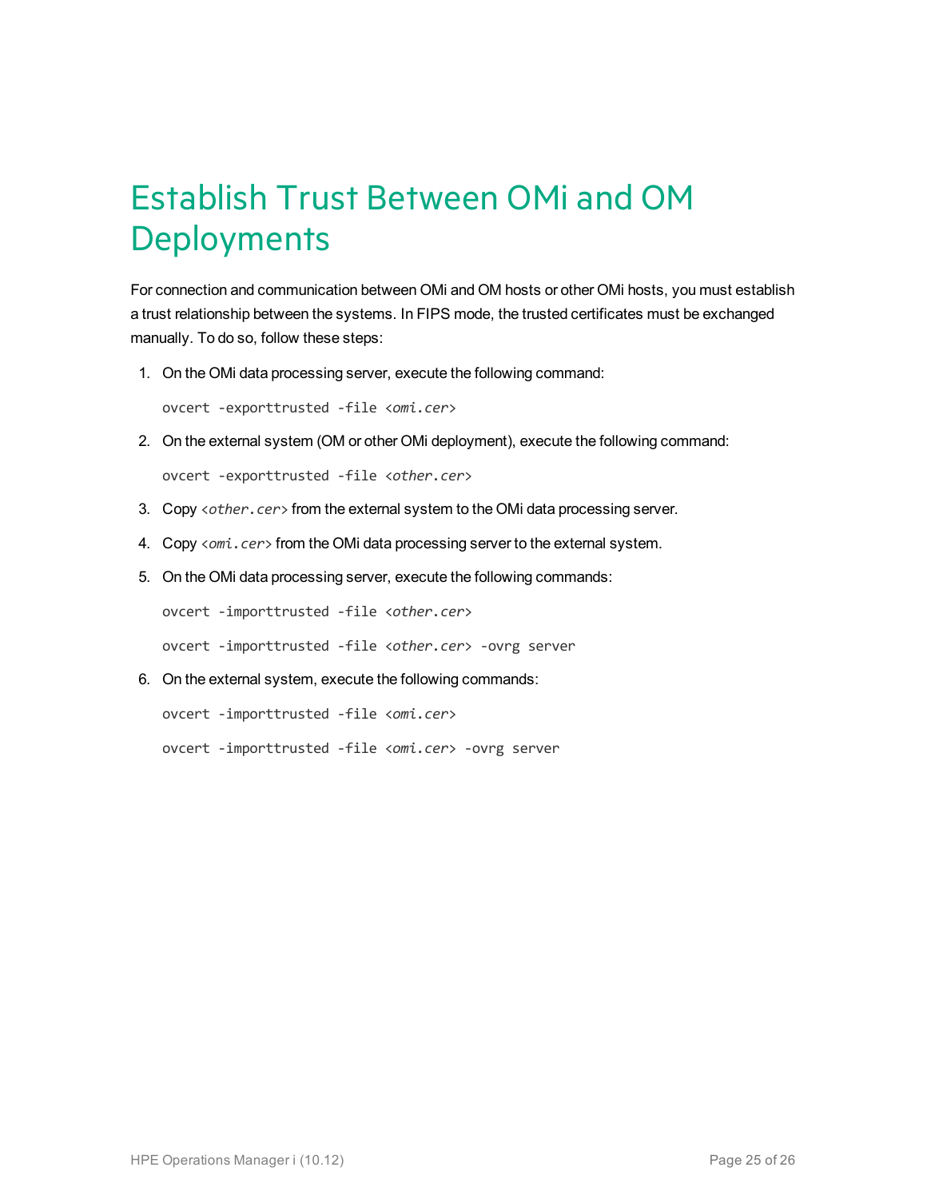# Establish Trust Between OMi and OM Deployments

For connection and communication between OMi and OM hosts or other OMi hosts, you must establish a trust relationship between the systems. In FIPS mode, the trusted certificates must be exchanged manually. To do so, follow these steps:

1. On the OMi data processing server, execute the following command:

   ```
   ovcert -exporttrusted -file <omi.cer>
   ```

2. On the external system (OM or other OMi deployment), execute the following command:

   ```
   ovcert -exporttrusted -file <other.cer>
   ```

3. Copy `<other.cer>` from the external system to the OMi data processing server.

4. Copy `<omi.cer>` from the OMi data processing server to the external system.

5. On the OMi data processing server, execute the following commands:

   ```
   ovcert -importtrusted -file <other.cer>
   ```

   ```
   ovcert -importtrusted -file <other.cer> -ovrg server
   ```

6. On the external system, execute the following commands:

   ```
   ovcert -importtrusted -file <omi.cer>
   ```

   ```
   ovcert -importtrusted -file <omi.cer> -ovrg server
   ```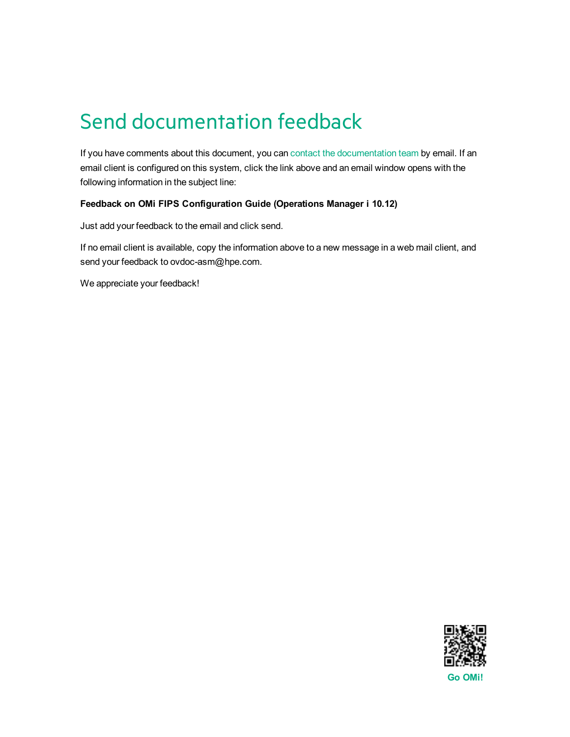# Send documentation feedback

If you have comments about this document, you can contact the documentation team by email. If an email client is configured on this system, click the link above and an email window opens with the following information in the subject line:

**Feedback on OMi FIPS Configuration Guide (Operations Manager i 10.12)**

Just add your feedback to the email and click send.

If no email client is available, copy the information above to a new message in a web mail client, and send your feedback to ovdoc-asm@hpe.com.

We appreciate your feedback!

**Go OMi!**